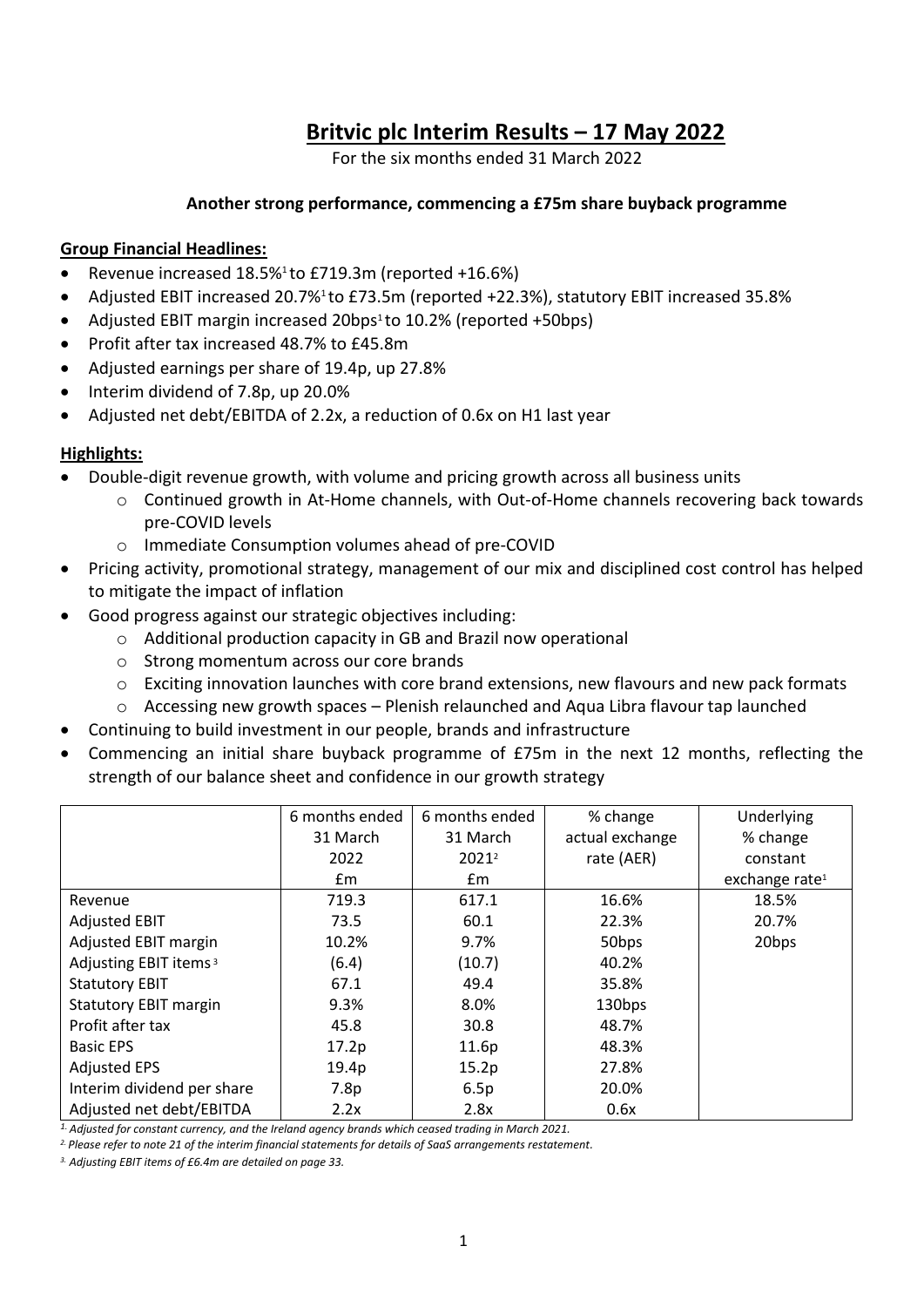# Britvic plc Interim Results – 17 May 2022

For the six months ended 31 March 2022

**Another strong performance, commencing a £75m share buyback programme**

## Group Financial Headlines:

- Revenue increased 18.5%[1] to £719.3m (reported +16.6%)
- Adjusted EBIT increased 20.7%[1] to £73.5m (reported +22.3%), statutory EBIT increased 35.8%
- Adjusted EBIT margin increased 20bps[1] to 10.2% (reported +50bps)
- Profit after tax increased 48.7% to £45.8m
- Adjusted earnings per share of 19.4p, up 27.8%
- Interim dividend of 7.8p, up 20.0%
- Adjusted net debt/EBITDA of 2.2x, a reduction of 0.6x on H1 last year

## Highlights:

- Double-digit revenue growth, with volume and pricing growth across all business units
  - Continued growth in At-Home channels, with Out-of-Home channels recovering back towards pre-COVID levels
  - Immediate Consumption volumes ahead of pre-COVID
- Pricing activity, promotional strategy, management of our mix and disciplined cost control has helped to mitigate the impact of inflation
- Good progress against our strategic objectives including:
  - Additional production capacity in GB and Brazil now operational
  - Strong momentum across our core brands
  - Exciting innovation launches with core brand extensions, new flavours and new pack formats
  - Accessing new growth spaces – Plenish relaunched and Aqua Libra flavour tap launched
- Continuing to build investment in our people, brands and infrastructure
- Commencing an initial share buyback programme of £75m in the next 12 months, reflecting the strength of our balance sheet and confidence in our growth strategy

| | 6 months ended 31 March 2022 £m | 6 months ended 31 March 2021[2] £m | % change actual exchange rate (AER) | Underlying % change constant exchange rate[1] |
|---|---|---|---|---|
| Revenue | 719.3 | 617.1 | 16.6% | 18.5% |
| Adjusted EBIT | 73.5 | 60.1 | 22.3% | 20.7% |
| Adjusted EBIT margin | 10.2% | 9.7% | 50bps | 20bps |
| Adjusting EBIT items[3] | (6.4) | (10.7) | 40.2% | |
| Statutory EBIT | 67.1 | 49.4 | 35.8% | |
| Statutory EBIT margin | 9.3% | 8.0% | 130bps | |
| Profit after tax | 45.8 | 30.8 | 48.7% | |
| Basic EPS | 17.2p | 11.6p | 48.3% | |
| Adjusted EPS | 19.4p | 15.2p | 27.8% | |
| Interim dividend per share | 7.8p | 6.5p | 20.0% | |
| Adjusted net debt/EBITDA | 2.2x | 2.8x | 0.6x | |

*1. Adjusted for constant currency, and the Ireland agency brands which ceased trading in March 2021.*

*2. Please refer to note 21 of the interim financial statements for details of SaaS arrangements restatement.*

*3. Adjusting EBIT items of £6.4m are detailed on page 33.*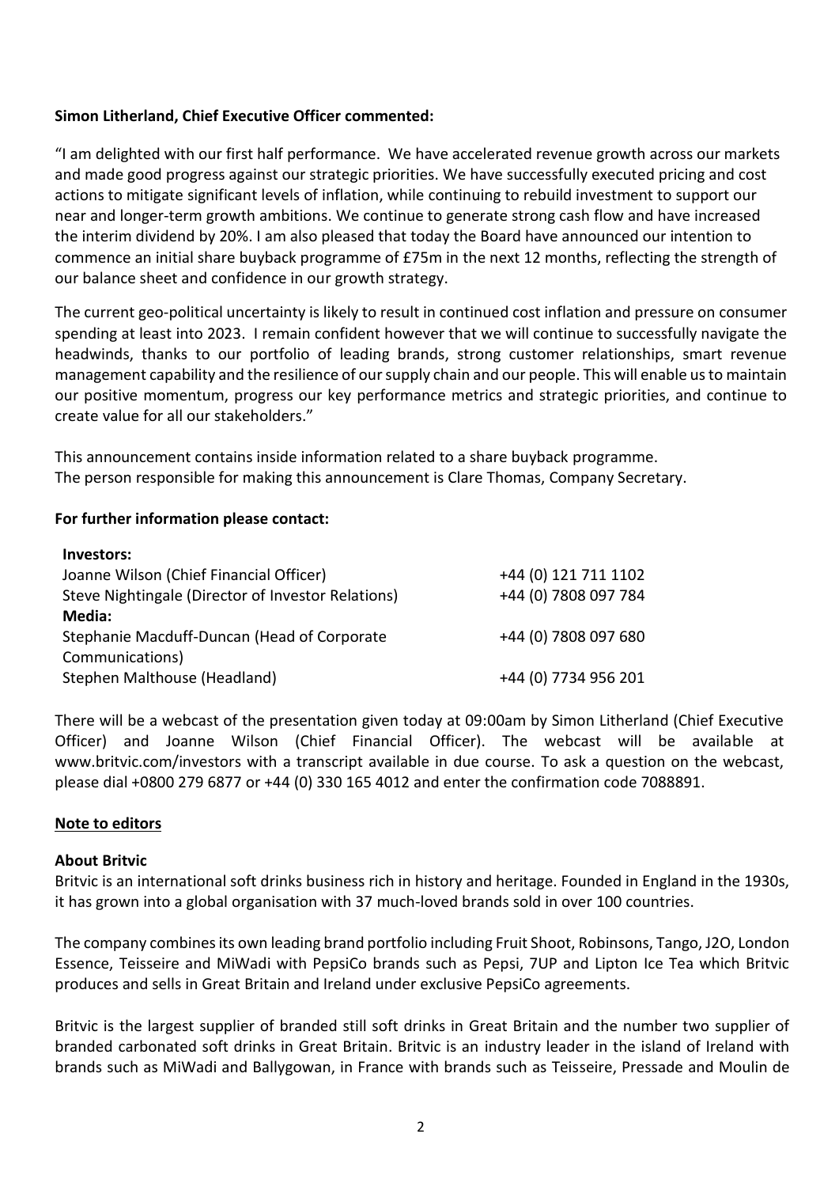**Simon Litherland, Chief Executive Officer commented:**

"I am delighted with our first half performance. We have accelerated revenue growth across our markets and made good progress against our strategic priorities. We have successfully executed pricing and cost actions to mitigate significant levels of inflation, while continuing to rebuild investment to support our near and longer-term growth ambitions. We continue to generate strong cash flow and have increased the interim dividend by 20%. I am also pleased that today the Board have announced our intention to commence an initial share buyback programme of £75m in the next 12 months, reflecting the strength of our balance sheet and confidence in our growth strategy.

The current geo-political uncertainty is likely to result in continued cost inflation and pressure on consumer spending at least into 2023. I remain confident however that we will continue to successfully navigate the headwinds, thanks to our portfolio of leading brands, strong customer relationships, smart revenue management capability and the resilience of our supply chain and our people. This will enable us to maintain our positive momentum, progress our key performance metrics and strategic priorities, and continue to create value for all our stakeholders."

This announcement contains inside information related to a share buyback programme.
The person responsible for making this announcement is Clare Thomas, Company Secretary.

**For further information please contact:**

| | |
|---|---|
| **Investors:** | |
| Joanne Wilson (Chief Financial Officer) | +44 (0) 121 711 1102 |
| Steve Nightingale (Director of Investor Relations) | +44 (0) 7808 097 784 |
| **Media:** | |
| Stephanie Macduff-Duncan (Head of Corporate Communications) | +44 (0) 7808 097 680 |
| Stephen Malthouse (Headland) | +44 (0) 7734 956 201 |

There will be a webcast of the presentation given today at 09:00am by Simon Litherland (Chief Executive Officer) and Joanne Wilson (Chief Financial Officer). The webcast will be available at www.britvic.com/investors with a transcript available in due course. To ask a question on the webcast, please dial +0800 279 6877 or +44 (0) 330 165 4012 and enter the confirmation code 7088891.

**Note to editors**

**About Britvic**

Britvic is an international soft drinks business rich in history and heritage. Founded in England in the 1930s, it has grown into a global organisation with 37 much-loved brands sold in over 100 countries.

The company combines its own leading brand portfolio including Fruit Shoot, Robinsons, Tango, J2O, London Essence, Teisseire and MiWadi with PepsiCo brands such as Pepsi, 7UP and Lipton Ice Tea which Britvic produces and sells in Great Britain and Ireland under exclusive PepsiCo agreements.

Britvic is the largest supplier of branded still soft drinks in Great Britain and the number two supplier of branded carbonated soft drinks in Great Britain. Britvic is an industry leader in the island of Ireland with brands such as MiWadi and Ballygowan, in France with brands such as Teisseire, Pressade and Moulin de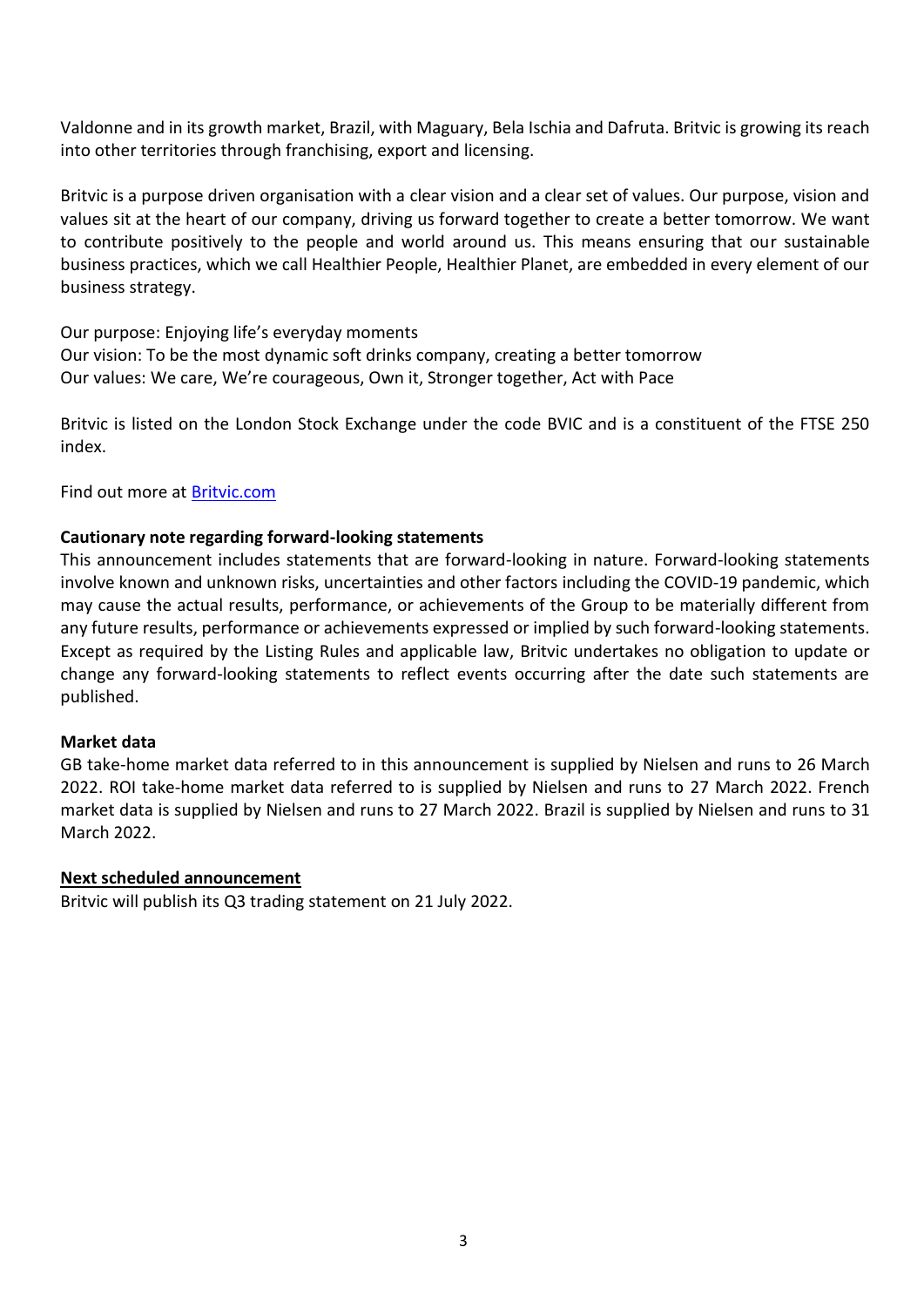Valdonne and in its growth market, Brazil, with Maguary, Bela Ischia and Dafruta. Britvic is growing its reach into other territories through franchising, export and licensing.

Britvic is a purpose driven organisation with a clear vision and a clear set of values. Our purpose, vision and values sit at the heart of our company, driving us forward together to create a better tomorrow. We want to contribute positively to the people and world around us. This means ensuring that our sustainable business practices, which we call Healthier People, Healthier Planet, are embedded in every element of our business strategy.

Our purpose: Enjoying life's everyday moments
Our vision: To be the most dynamic soft drinks company, creating a better tomorrow
Our values: We care, We're courageous, Own it, Stronger together, Act with Pace

Britvic is listed on the London Stock Exchange under the code BVIC and is a constituent of the FTSE 250 index.

Find out more at [Britvic.com](Britvic.com)

**Cautionary note regarding forward-looking statements**

This announcement includes statements that are forward-looking in nature. Forward-looking statements involve known and unknown risks, uncertainties and other factors including the COVID-19 pandemic, which may cause the actual results, performance, or achievements of the Group to be materially different from any future results, performance or achievements expressed or implied by such forward-looking statements. Except as required by the Listing Rules and applicable law, Britvic undertakes no obligation to update or change any forward-looking statements to reflect events occurring after the date such statements are published.

**Market data**

GB take-home market data referred to in this announcement is supplied by Nielsen and runs to 26 March 2022. ROI take-home market data referred to is supplied by Nielsen and runs to 27 March 2022. French market data is supplied by Nielsen and runs to 27 March 2022. Brazil is supplied by Nielsen and runs to 31 March 2022.

**Next scheduled announcement**

Britvic will publish its Q3 trading statement on 21 July 2022.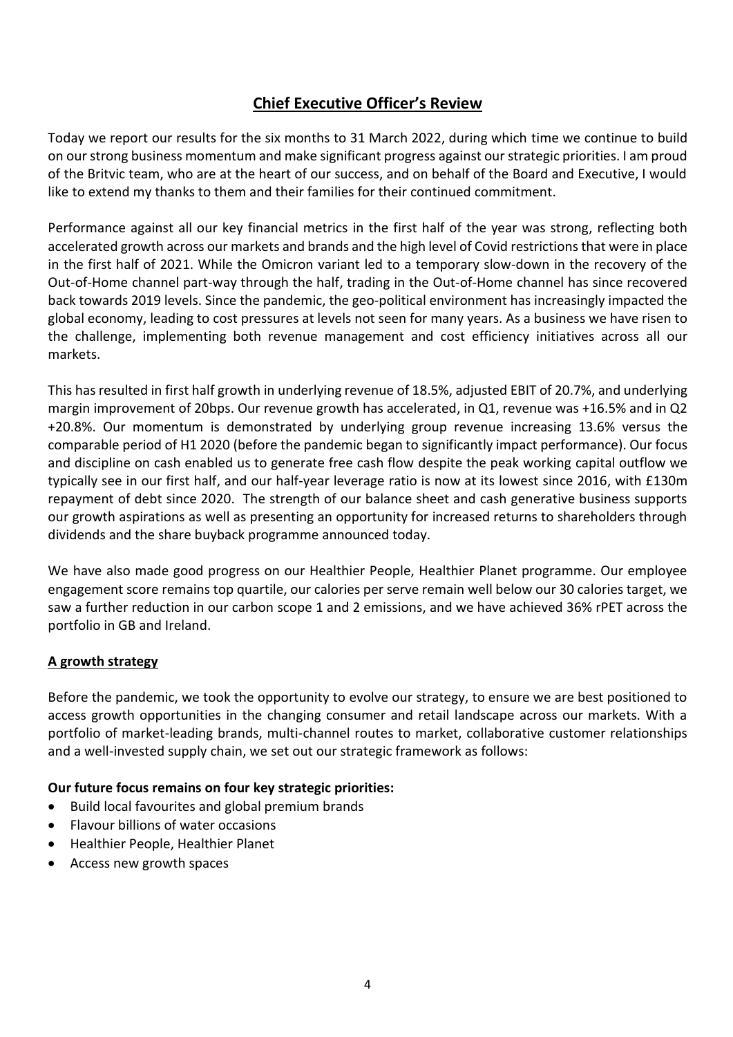## Chief Executive Officer's Review

Today we report our results for the six months to 31 March 2022, during which time we continue to build on our strong business momentum and make significant progress against our strategic priorities. I am proud of the Britvic team, who are at the heart of our success, and on behalf of the Board and Executive, I would like to extend my thanks to them and their families for their continued commitment.

Performance against all our key financial metrics in the first half of the year was strong, reflecting both accelerated growth across our markets and brands and the high level of Covid restrictions that were in place in the first half of 2021. While the Omicron variant led to a temporary slow-down in the recovery of the Out-of-Home channel part-way through the half, trading in the Out-of-Home channel has since recovered back towards 2019 levels. Since the pandemic, the geo-political environment has increasingly impacted the global economy, leading to cost pressures at levels not seen for many years. As a business we have risen to the challenge, implementing both revenue management and cost efficiency initiatives across all our markets.

This has resulted in first half growth in underlying revenue of 18.5%, adjusted EBIT of 20.7%, and underlying margin improvement of 20bps. Our revenue growth has accelerated, in Q1, revenue was +16.5% and in Q2 +20.8%. Our momentum is demonstrated by underlying group revenue increasing 13.6% versus the comparable period of H1 2020 (before the pandemic began to significantly impact performance). Our focus and discipline on cash enabled us to generate free cash flow despite the peak working capital outflow we typically see in our first half, and our half-year leverage ratio is now at its lowest since 2016, with £130m repayment of debt since 2020. The strength of our balance sheet and cash generative business supports our growth aspirations as well as presenting an opportunity for increased returns to shareholders through dividends and the share buyback programme announced today.

We have also made good progress on our Healthier People, Healthier Planet programme. Our employee engagement score remains top quartile, our calories per serve remain well below our 30 calories target, we saw a further reduction in our carbon scope 1 and 2 emissions, and we have achieved 36% rPET across the portfolio in GB and Ireland.

### A growth strategy

Before the pandemic, we took the opportunity to evolve our strategy, to ensure we are best positioned to access growth opportunities in the changing consumer and retail landscape across our markets. With a portfolio of market-leading brands, multi-channel routes to market, collaborative customer relationships and a well-invested supply chain, we set out our strategic framework as follows:

**Our future focus remains on four key strategic priorities:**

- Build local favourites and global premium brands
- Flavour billions of water occasions
- Healthier People, Healthier Planet
- Access new growth spaces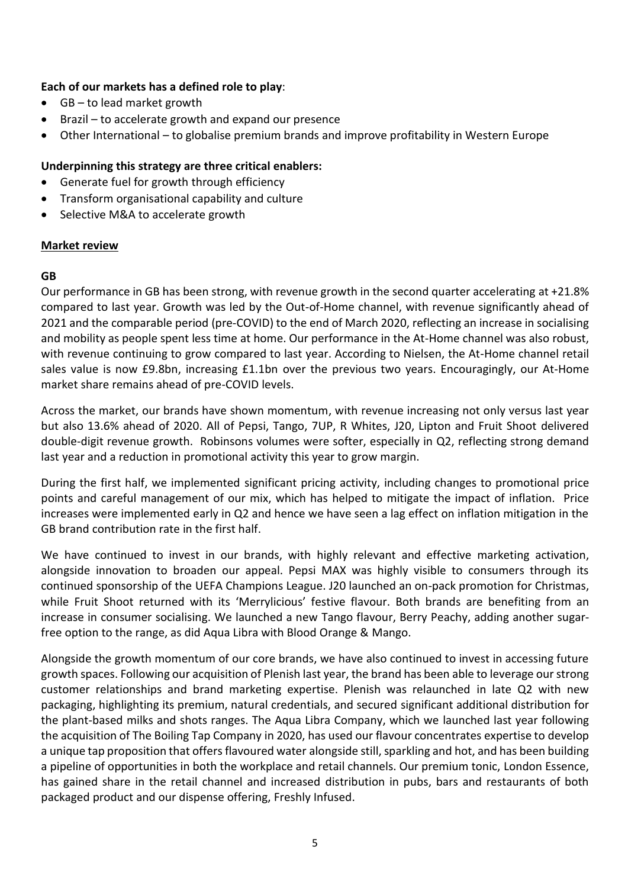**Each of our markets has a defined role to play**:

- GB – to lead market growth
- Brazil – to accelerate growth and expand our presence
- Other International – to globalise premium brands and improve profitability in Western Europe

**Underpinning this strategy are three critical enablers:**

- Generate fuel for growth through efficiency
- Transform organisational capability and culture
- Selective M&A to accelerate growth

## Market review

### GB

Our performance in GB has been strong, with revenue growth in the second quarter accelerating at +21.8% compared to last year. Growth was led by the Out-of-Home channel, with revenue significantly ahead of 2021 and the comparable period (pre-COVID) to the end of March 2020, reflecting an increase in socialising and mobility as people spent less time at home. Our performance in the At-Home channel was also robust, with revenue continuing to grow compared to last year. According to Nielsen, the At-Home channel retail sales value is now £9.8bn, increasing £1.1bn over the previous two years. Encouragingly, our At-Home market share remains ahead of pre-COVID levels.

Across the market, our brands have shown momentum, with revenue increasing not only versus last year but also 13.6% ahead of 2020. All of Pepsi, Tango, 7UP, R Whites, J20, Lipton and Fruit Shoot delivered double-digit revenue growth. Robinsons volumes were softer, especially in Q2, reflecting strong demand last year and a reduction in promotional activity this year to grow margin.

During the first half, we implemented significant pricing activity, including changes to promotional price points and careful management of our mix, which has helped to mitigate the impact of inflation. Price increases were implemented early in Q2 and hence we have seen a lag effect on inflation mitigation in the GB brand contribution rate in the first half.

We have continued to invest in our brands, with highly relevant and effective marketing activation, alongside innovation to broaden our appeal. Pepsi MAX was highly visible to consumers through its continued sponsorship of the UEFA Champions League. J20 launched an on-pack promotion for Christmas, while Fruit Shoot returned with its 'Merrylicious' festive flavour. Both brands are benefiting from an increase in consumer socialising. We launched a new Tango flavour, Berry Peachy, adding another sugar-free option to the range, as did Aqua Libra with Blood Orange & Mango.

Alongside the growth momentum of our core brands, we have also continued to invest in accessing future growth spaces. Following our acquisition of Plenish last year, the brand has been able to leverage our strong customer relationships and brand marketing expertise. Plenish was relaunched in late Q2 with new packaging, highlighting its premium, natural credentials, and secured significant additional distribution for the plant-based milks and shots ranges. The Aqua Libra Company, which we launched last year following the acquisition of The Boiling Tap Company in 2020, has used our flavour concentrates expertise to develop a unique tap proposition that offers flavoured water alongside still, sparkling and hot, and has been building a pipeline of opportunities in both the workplace and retail channels. Our premium tonic, London Essence, has gained share in the retail channel and increased distribution in pubs, bars and restaurants of both packaged product and our dispense offering, Freshly Infused.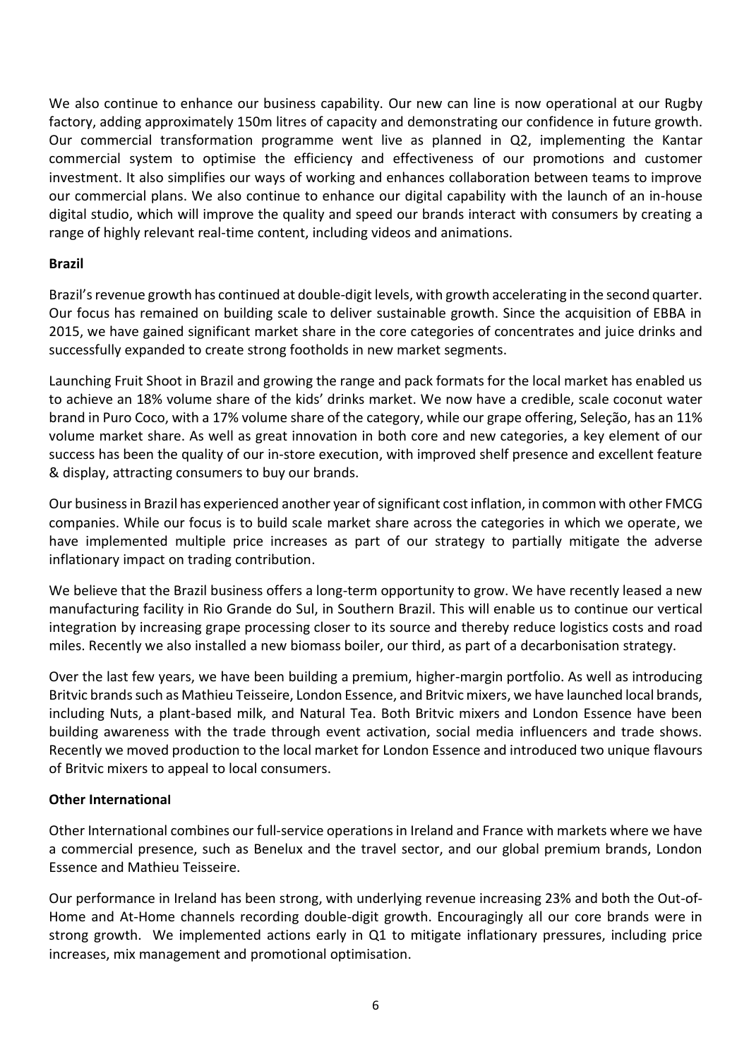We also continue to enhance our business capability. Our new can line is now operational at our Rugby factory, adding approximately 150m litres of capacity and demonstrating our confidence in future growth. Our commercial transformation programme went live as planned in Q2, implementing the Kantar commercial system to optimise the efficiency and effectiveness of our promotions and customer investment. It also simplifies our ways of working and enhances collaboration between teams to improve our commercial plans. We also continue to enhance our digital capability with the launch of an in-house digital studio, which will improve the quality and speed our brands interact with consumers by creating a range of highly relevant real-time content, including videos and animations.

**Brazil**

Brazil's revenue growth has continued at double-digit levels, with growth accelerating in the second quarter. Our focus has remained on building scale to deliver sustainable growth. Since the acquisition of EBBA in 2015, we have gained significant market share in the core categories of concentrates and juice drinks and successfully expanded to create strong footholds in new market segments.

Launching Fruit Shoot in Brazil and growing the range and pack formats for the local market has enabled us to achieve an 18% volume share of the kids' drinks market. We now have a credible, scale coconut water brand in Puro Coco, with a 17% volume share of the category, while our grape offering, Seleção, has an 11% volume market share. As well as great innovation in both core and new categories, a key element of our success has been the quality of our in-store execution, with improved shelf presence and excellent feature & display, attracting consumers to buy our brands.

Our business in Brazil has experienced another year of significant cost inflation, in common with other FMCG companies. While our focus is to build scale market share across the categories in which we operate, we have implemented multiple price increases as part of our strategy to partially mitigate the adverse inflationary impact on trading contribution.

We believe that the Brazil business offers a long-term opportunity to grow. We have recently leased a new manufacturing facility in Rio Grande do Sul, in Southern Brazil. This will enable us to continue our vertical integration by increasing grape processing closer to its source and thereby reduce logistics costs and road miles. Recently we also installed a new biomass boiler, our third, as part of a decarbonisation strategy.

Over the last few years, we have been building a premium, higher-margin portfolio. As well as introducing Britvic brands such as Mathieu Teisseire, London Essence, and Britvic mixers, we have launched local brands, including Nuts, a plant-based milk, and Natural Tea. Both Britvic mixers and London Essence have been building awareness with the trade through event activation, social media influencers and trade shows. Recently we moved production to the local market for London Essence and introduced two unique flavours of Britvic mixers to appeal to local consumers.

**Other International**

Other International combines our full-service operations in Ireland and France with markets where we have a commercial presence, such as Benelux and the travel sector, and our global premium brands, London Essence and Mathieu Teisseire.

Our performance in Ireland has been strong, with underlying revenue increasing 23% and both the Out-of-Home and At-Home channels recording double-digit growth. Encouragingly all our core brands were in strong growth. We implemented actions early in Q1 to mitigate inflationary pressures, including price increases, mix management and promotional optimisation.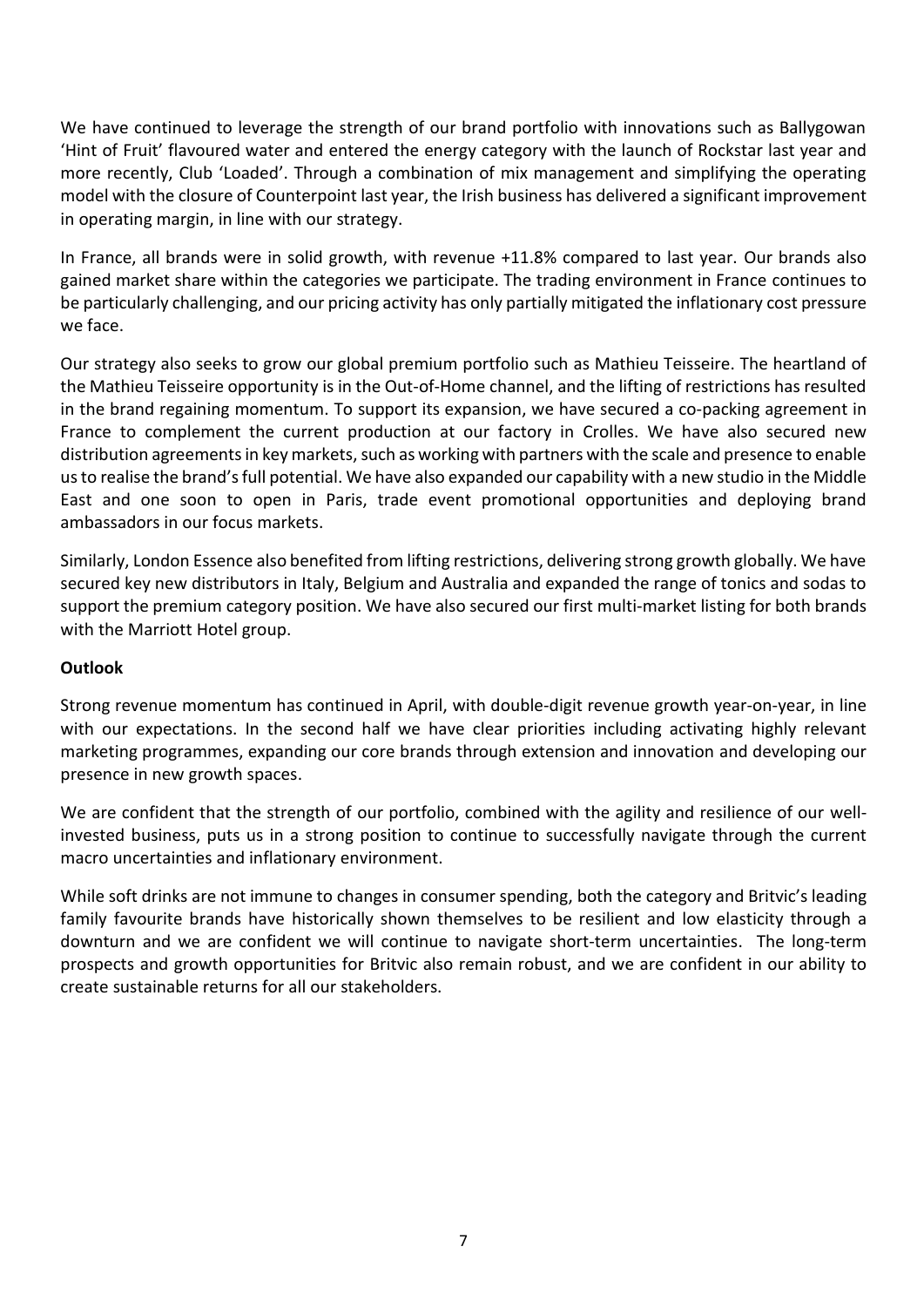We have continued to leverage the strength of our brand portfolio with innovations such as Ballygowan 'Hint of Fruit' flavoured water and entered the energy category with the launch of Rockstar last year and more recently, Club 'Loaded'. Through a combination of mix management and simplifying the operating model with the closure of Counterpoint last year, the Irish business has delivered a significant improvement in operating margin, in line with our strategy.

In France, all brands were in solid growth, with revenue +11.8% compared to last year. Our brands also gained market share within the categories we participate. The trading environment in France continues to be particularly challenging, and our pricing activity has only partially mitigated the inflationary cost pressure we face.

Our strategy also seeks to grow our global premium portfolio such as Mathieu Teisseire. The heartland of the Mathieu Teisseire opportunity is in the Out-of-Home channel, and the lifting of restrictions has resulted in the brand regaining momentum. To support its expansion, we have secured a co-packing agreement in France to complement the current production at our factory in Crolles. We have also secured new distribution agreements in key markets, such as working with partners with the scale and presence to enable us to realise the brand's full potential. We have also expanded our capability with a new studio in the Middle East and one soon to open in Paris, trade event promotional opportunities and deploying brand ambassadors in our focus markets.

Similarly, London Essence also benefited from lifting restrictions, delivering strong growth globally. We have secured key new distributors in Italy, Belgium and Australia and expanded the range of tonics and sodas to support the premium category position. We have also secured our first multi-market listing for both brands with the Marriott Hotel group.

**Outlook**

Strong revenue momentum has continued in April, with double-digit revenue growth year-on-year, in line with our expectations. In the second half we have clear priorities including activating highly relevant marketing programmes, expanding our core brands through extension and innovation and developing our presence in new growth spaces.

We are confident that the strength of our portfolio, combined with the agility and resilience of our well-invested business, puts us in a strong position to continue to successfully navigate through the current macro uncertainties and inflationary environment.

While soft drinks are not immune to changes in consumer spending, both the category and Britvic's leading family favourite brands have historically shown themselves to be resilient and low elasticity through a downturn and we are confident we will continue to navigate short-term uncertainties. The long-term prospects and growth opportunities for Britvic also remain robust, and we are confident in our ability to create sustainable returns for all our stakeholders.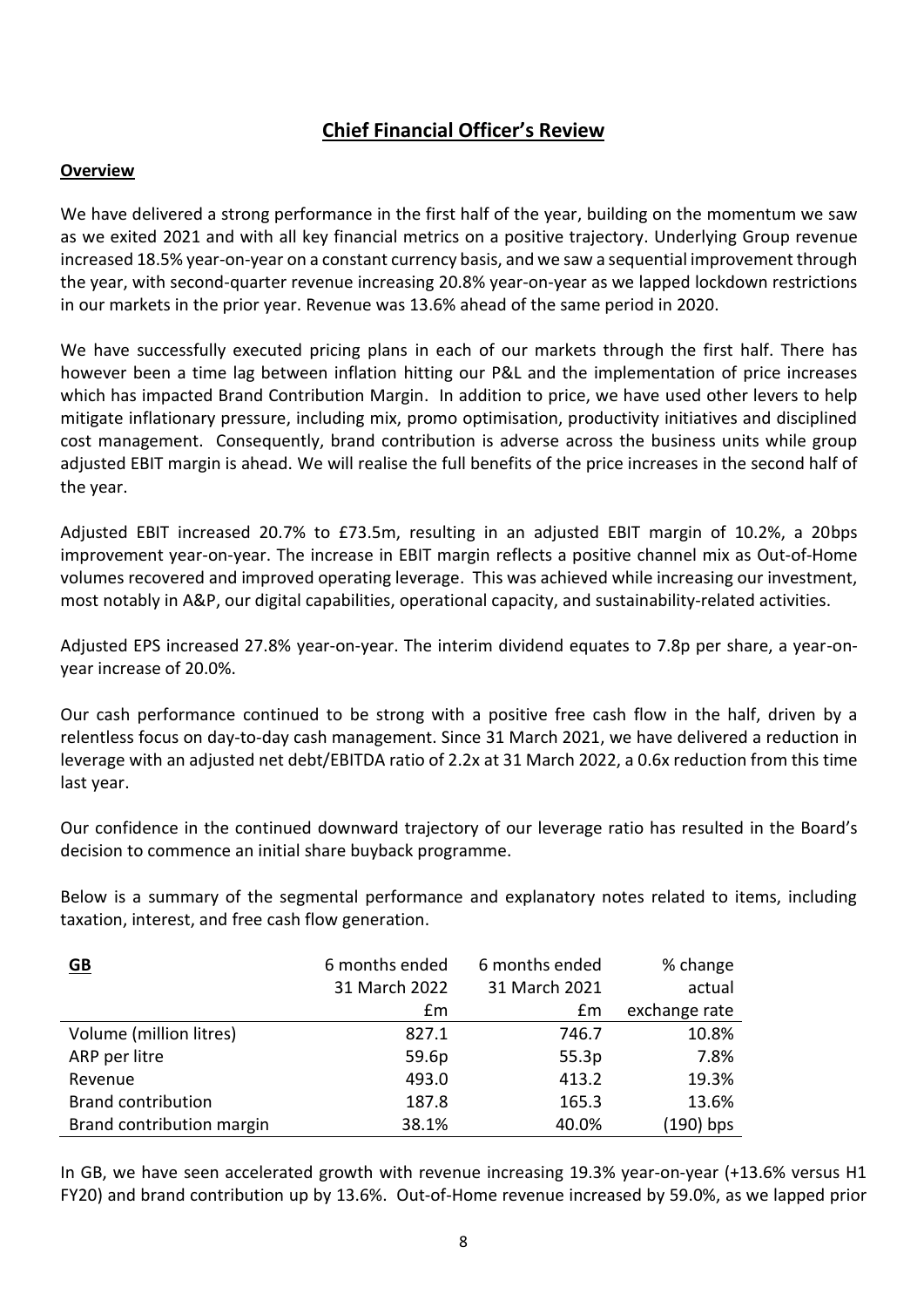# Chief Financial Officer's Review

## Overview

We have delivered a strong performance in the first half of the year, building on the momentum we saw as we exited 2021 and with all key financial metrics on a positive trajectory. Underlying Group revenue increased 18.5% year-on-year on a constant currency basis, and we saw a sequential improvement through the year, with second-quarter revenue increasing 20.8% year-on-year as we lapped lockdown restrictions in our markets in the prior year. Revenue was 13.6% ahead of the same period in 2020.

We have successfully executed pricing plans in each of our markets through the first half. There has however been a time lag between inflation hitting our P&L and the implementation of price increases which has impacted Brand Contribution Margin. In addition to price, we have used other levers to help mitigate inflationary pressure, including mix, promo optimisation, productivity initiatives and disciplined cost management. Consequently, brand contribution is adverse across the business units while group adjusted EBIT margin is ahead. We will realise the full benefits of the price increases in the second half of the year.

Adjusted EBIT increased 20.7% to £73.5m, resulting in an adjusted EBIT margin of 10.2%, a 20bps improvement year-on-year. The increase in EBIT margin reflects a positive channel mix as Out-of-Home volumes recovered and improved operating leverage. This was achieved while increasing our investment, most notably in A&P, our digital capabilities, operational capacity, and sustainability-related activities.

Adjusted EPS increased 27.8% year-on-year. The interim dividend equates to 7.8p per share, a year-on-year increase of 20.0%.

Our cash performance continued to be strong with a positive free cash flow in the half, driven by a relentless focus on day-to-day cash management. Since 31 March 2021, we have delivered a reduction in leverage with an adjusted net debt/EBITDA ratio of 2.2x at 31 March 2022, a 0.6x reduction from this time last year.

Our confidence in the continued downward trajectory of our leverage ratio has resulted in the Board's decision to commence an initial share buyback programme.

Below is a summary of the segmental performance and explanatory notes related to items, including taxation, interest, and free cash flow generation.

| GB | 6 months ended 31 March 2022 £m | 6 months ended 31 March 2021 £m | % change actual exchange rate |
|---|---|---|---|
| Volume (million litres) | 827.1 | 746.7 | 10.8% |
| ARP per litre | 59.6p | 55.3p | 7.8% |
| Revenue | 493.0 | 413.2 | 19.3% |
| Brand contribution | 187.8 | 165.3 | 13.6% |
| Brand contribution margin | 38.1% | 40.0% | (190) bps |

In GB, we have seen accelerated growth with revenue increasing 19.3% year-on-year (+13.6% versus H1 FY20) and brand contribution up by 13.6%. Out-of-Home revenue increased by 59.0%, as we lapped prior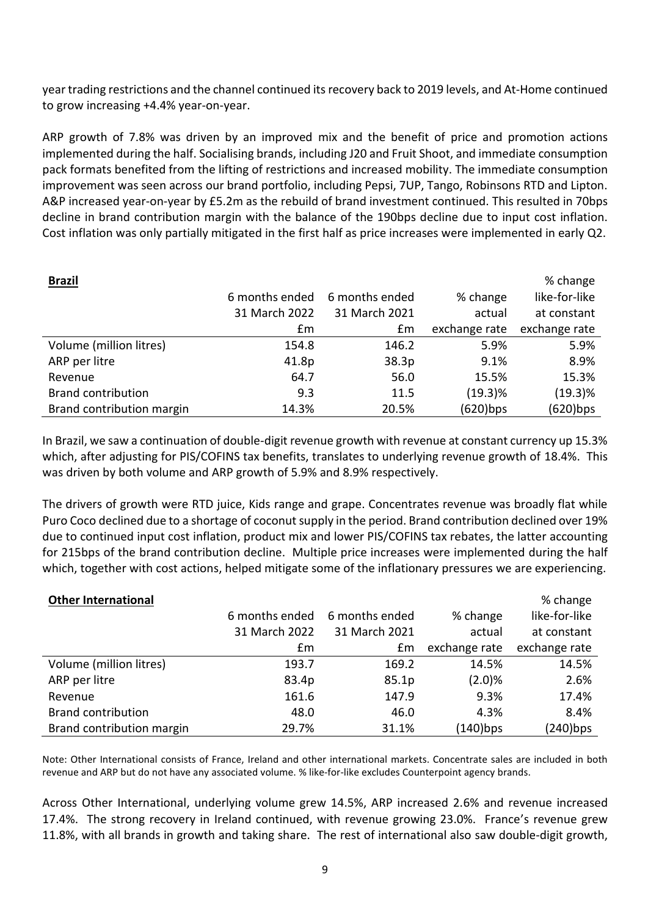year trading restrictions and the channel continued its recovery back to 2019 levels, and At-Home continued to grow increasing +4.4% year-on-year.

ARP growth of 7.8% was driven by an improved mix and the benefit of price and promotion actions implemented during the half. Socialising brands, including J20 and Fruit Shoot, and immediate consumption pack formats benefited from the lifting of restrictions and increased mobility. The immediate consumption improvement was seen across our brand portfolio, including Pepsi, 7UP, Tango, Robinsons RTD and Lipton. A&P increased year-on-year by £5.2m as the rebuild of brand investment continued. This resulted in 70bps decline in brand contribution margin with the balance of the 190bps decline due to input cost inflation. Cost inflation was only partially mitigated in the first half as price increases were implemented in early Q2.

| **Brazil** | 6 months ended 31 March 2022 £m | 6 months ended 31 March 2021 £m | % change actual exchange rate | % change like-for-like at constant exchange rate |
|---|---|---|---|---|
| Volume (million litres) | 154.8 | 146.2 | 5.9% | 5.9% |
| ARP per litre | 41.8p | 38.3p | 9.1% | 8.9% |
| Revenue | 64.7 | 56.0 | 15.5% | 15.3% |
| Brand contribution | 9.3 | 11.5 | (19.3)% | (19.3)% |
| Brand contribution margin | 14.3% | 20.5% | (620)bps | (620)bps |

In Brazil, we saw a continuation of double-digit revenue growth with revenue at constant currency up 15.3% which, after adjusting for PIS/COFINS tax benefits, translates to underlying revenue growth of 18.4%. This was driven by both volume and ARP growth of 5.9% and 8.9% respectively.

The drivers of growth were RTD juice, Kids range and grape. Concentrates revenue was broadly flat while Puro Coco declined due to a shortage of coconut supply in the period. Brand contribution declined over 19% due to continued input cost inflation, product mix and lower PIS/COFINS tax rebates, the latter accounting for 215bps of the brand contribution decline. Multiple price increases were implemented during the half which, together with cost actions, helped mitigate some of the inflationary pressures we are experiencing.

| **Other International** | 6 months ended 31 March 2022 £m | 6 months ended 31 March 2021 £m | % change actual exchange rate | % change like-for-like at constant exchange rate |
|---|---|---|---|---|
| Volume (million litres) | 193.7 | 169.2 | 14.5% | 14.5% |
| ARP per litre | 83.4p | 85.1p | (2.0)% | 2.6% |
| Revenue | 161.6 | 147.9 | 9.3% | 17.4% |
| Brand contribution | 48.0 | 46.0 | 4.3% | 8.4% |
| Brand contribution margin | 29.7% | 31.1% | (140)bps | (240)bps |

Note: Other International consists of France, Ireland and other international markets. Concentrate sales are included in both revenue and ARP but do not have any associated volume. % like-for-like excludes Counterpoint agency brands.

Across Other International, underlying volume grew 14.5%, ARP increased 2.6% and revenue increased 17.4%. The strong recovery in Ireland continued, with revenue growing 23.0%. France's revenue grew 11.8%, with all brands in growth and taking share. The rest of international also saw double-digit growth,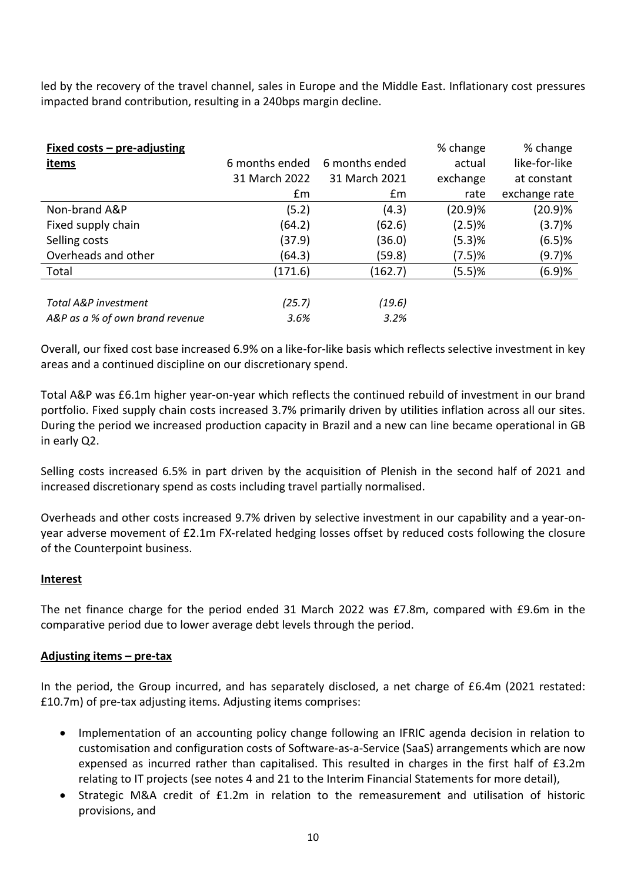led by the recovery of the travel channel, sales in Europe and the Middle East. Inflationary cost pressures impacted brand contribution, resulting in a 240bps margin decline.

| **Fixed costs – pre-adjusting items** | 6 months ended 31 March 2022 £m | 6 months ended 31 March 2021 £m | % change actual exchange rate | % change like-for-like at constant exchange rate |
|---|---|---|---|---|
| Non-brand A&P | (5.2) | (4.3) | (20.9)% | (20.9)% |
| Fixed supply chain | (64.2) | (62.6) | (2.5)% | (3.7)% |
| Selling costs | (37.9) | (36.0) | (5.3)% | (6.5)% |
| Overheads and other | (64.3) | (59.8) | (7.5)% | (9.7)% |
| Total | (171.6) | (162.7) | (5.5)% | (6.9)% |
| | | | | |
| *Total A&P investment* | *(25.7)* | *(19.6)* | | |
| *A&P as a % of own brand revenue* | *3.6%* | *3.2%* | | |

Overall, our fixed cost base increased 6.9% on a like-for-like basis which reflects selective investment in key areas and a continued discipline on our discretionary spend.

Total A&P was £6.1m higher year-on-year which reflects the continued rebuild of investment in our brand portfolio. Fixed supply chain costs increased 3.7% primarily driven by utilities inflation across all our sites. During the period we increased production capacity in Brazil and a new can line became operational in GB in early Q2.

Selling costs increased 6.5% in part driven by the acquisition of Plenish in the second half of 2021 and increased discretionary spend as costs including travel partially normalised.

Overheads and other costs increased 9.7% driven by selective investment in our capability and a year-on-year adverse movement of £2.1m FX-related hedging losses offset by reduced costs following the closure of the Counterpoint business.

**Interest**

The net finance charge for the period ended 31 March 2022 was £7.8m, compared with £9.6m in the comparative period due to lower average debt levels through the period.

**Adjusting items – pre-tax**

In the period, the Group incurred, and has separately disclosed, a net charge of £6.4m (2021 restated: £10.7m) of pre-tax adjusting items. Adjusting items comprises:

- Implementation of an accounting policy change following an IFRIC agenda decision in relation to customisation and configuration costs of Software-as-a-Service (SaaS) arrangements which are now expensed as incurred rather than capitalised. This resulted in charges in the first half of £3.2m relating to IT projects (see notes 4 and 21 to the Interim Financial Statements for more detail),
- Strategic M&A credit of £1.2m in relation to the remeasurement and utilisation of historic provisions, and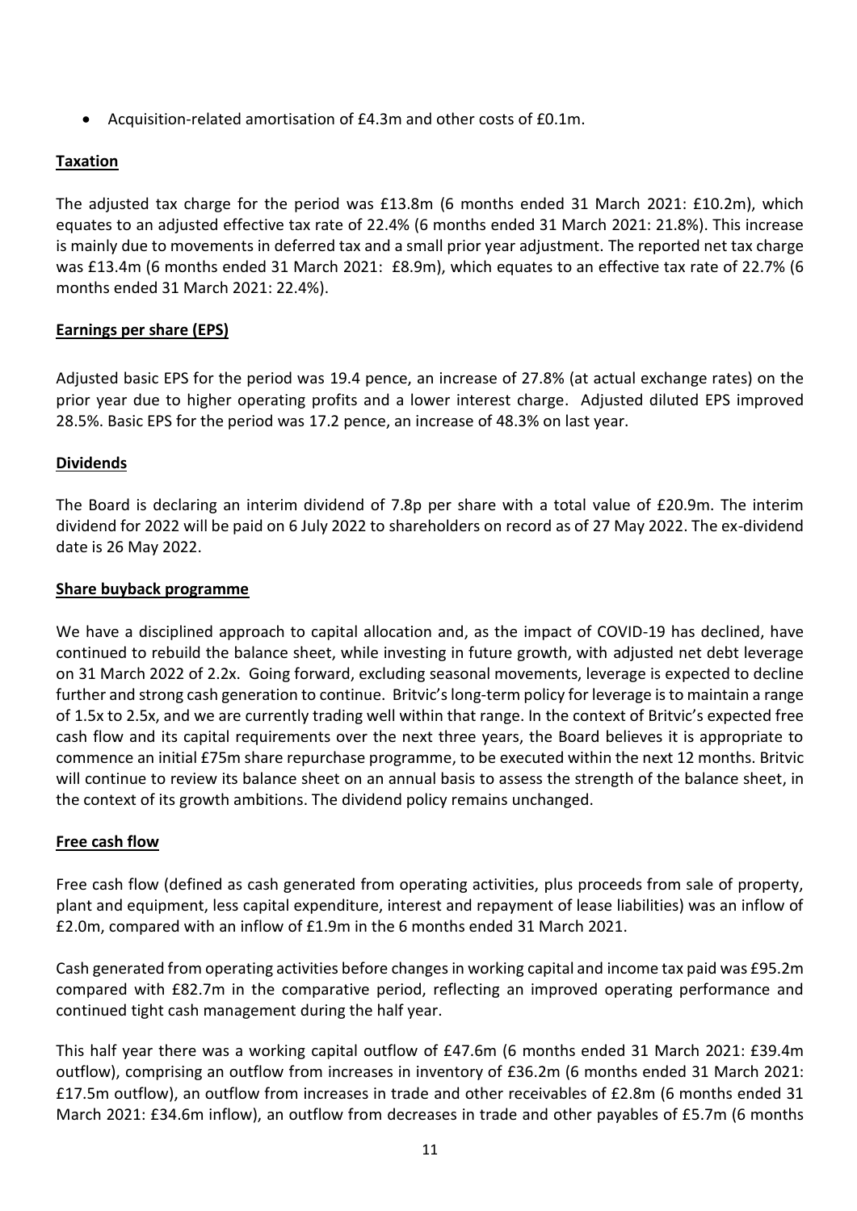- Acquisition-related amortisation of £4.3m and other costs of £0.1m.

## Taxation

The adjusted tax charge for the period was £13.8m (6 months ended 31 March 2021: £10.2m), which equates to an adjusted effective tax rate of 22.4% (6 months ended 31 March 2021: 21.8%). This increase is mainly due to movements in deferred tax and a small prior year adjustment. The reported net tax charge was £13.4m (6 months ended 31 March 2021: £8.9m), which equates to an effective tax rate of 22.7% (6 months ended 31 March 2021: 22.4%).

## Earnings per share (EPS)

Adjusted basic EPS for the period was 19.4 pence, an increase of 27.8% (at actual exchange rates) on the prior year due to higher operating profits and a lower interest charge. Adjusted diluted EPS improved 28.5%. Basic EPS for the period was 17.2 pence, an increase of 48.3% on last year.

## Dividends

The Board is declaring an interim dividend of 7.8p per share with a total value of £20.9m. The interim dividend for 2022 will be paid on 6 July 2022 to shareholders on record as of 27 May 2022. The ex-dividend date is 26 May 2022.

## Share buyback programme

We have a disciplined approach to capital allocation and, as the impact of COVID-19 has declined, have continued to rebuild the balance sheet, while investing in future growth, with adjusted net debt leverage on 31 March 2022 of 2.2x. Going forward, excluding seasonal movements, leverage is expected to decline further and strong cash generation to continue. Britvic's long-term policy for leverage is to maintain a range of 1.5x to 2.5x, and we are currently trading well within that range. In the context of Britvic's expected free cash flow and its capital requirements over the next three years, the Board believes it is appropriate to commence an initial £75m share repurchase programme, to be executed within the next 12 months. Britvic will continue to review its balance sheet on an annual basis to assess the strength of the balance sheet, in the context of its growth ambitions. The dividend policy remains unchanged.

## Free cash flow

Free cash flow (defined as cash generated from operating activities, plus proceeds from sale of property, plant and equipment, less capital expenditure, interest and repayment of lease liabilities) was an inflow of £2.0m, compared with an inflow of £1.9m in the 6 months ended 31 March 2021.

Cash generated from operating activities before changes in working capital and income tax paid was £95.2m compared with £82.7m in the comparative period, reflecting an improved operating performance and continued tight cash management during the half year.

This half year there was a working capital outflow of £47.6m (6 months ended 31 March 2021: £39.4m outflow), comprising an outflow from increases in inventory of £36.2m (6 months ended 31 March 2021: £17.5m outflow), an outflow from increases in trade and other receivables of £2.8m (6 months ended 31 March 2021: £34.6m inflow), an outflow from decreases in trade and other payables of £5.7m (6 months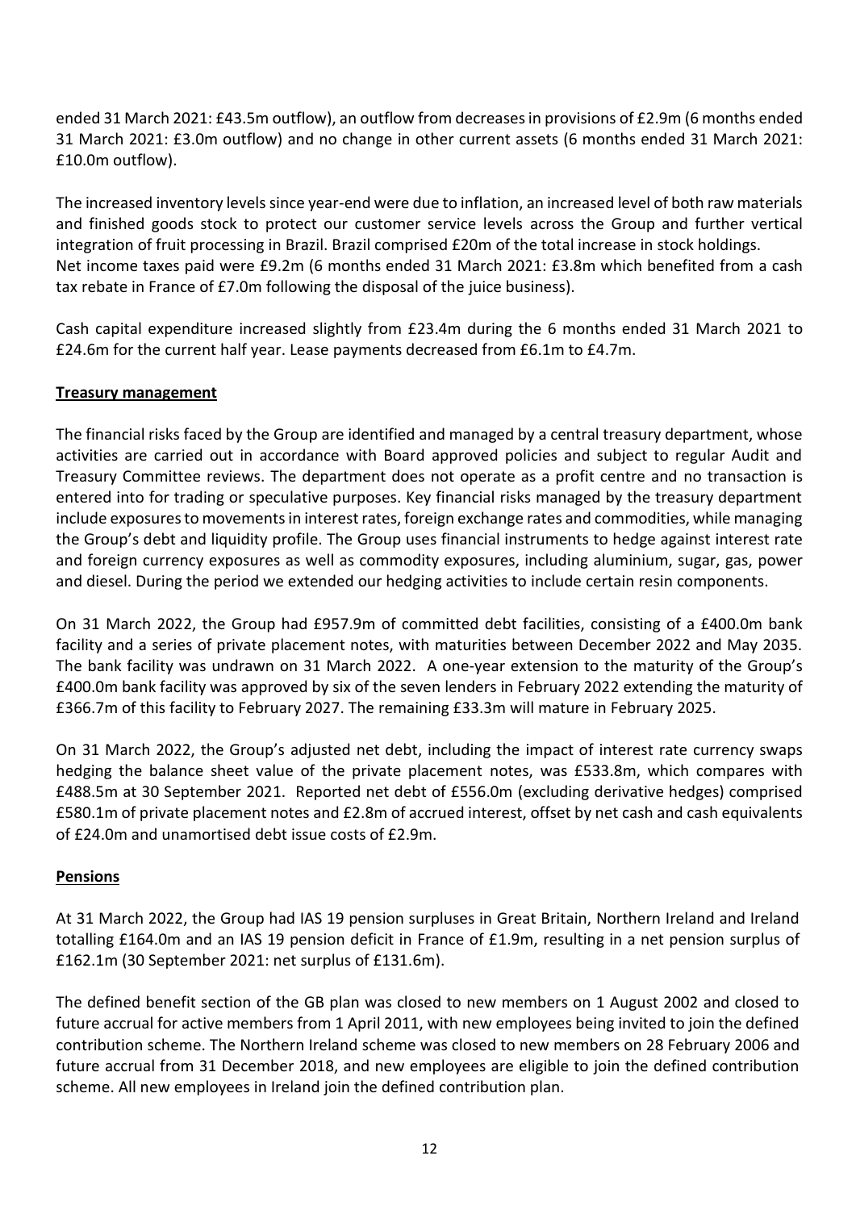ended 31 March 2021: £43.5m outflow), an outflow from decreases in provisions of £2.9m (6 months ended 31 March 2021: £3.0m outflow) and no change in other current assets (6 months ended 31 March 2021: £10.0m outflow).

The increased inventory levels since year-end were due to inflation, an increased level of both raw materials and finished goods stock to protect our customer service levels across the Group and further vertical integration of fruit processing in Brazil. Brazil comprised £20m of the total increase in stock holdings.
Net income taxes paid were £9.2m (6 months ended 31 March 2021: £3.8m which benefited from a cash tax rebate in France of £7.0m following the disposal of the juice business).

Cash capital expenditure increased slightly from £23.4m during the 6 months ended 31 March 2021 to £24.6m for the current half year. Lease payments decreased from £6.1m to £4.7m.

## Treasury management

The financial risks faced by the Group are identified and managed by a central treasury department, whose activities are carried out in accordance with Board approved policies and subject to regular Audit and Treasury Committee reviews. The department does not operate as a profit centre and no transaction is entered into for trading or speculative purposes. Key financial risks managed by the treasury department include exposures to movements in interest rates, foreign exchange rates and commodities, while managing the Group's debt and liquidity profile. The Group uses financial instruments to hedge against interest rate and foreign currency exposures as well as commodity exposures, including aluminium, sugar, gas, power and diesel. During the period we extended our hedging activities to include certain resin components.

On 31 March 2022, the Group had £957.9m of committed debt facilities, consisting of a £400.0m bank facility and a series of private placement notes, with maturities between December 2022 and May 2035. The bank facility was undrawn on 31 March 2022. A one-year extension to the maturity of the Group's £400.0m bank facility was approved by six of the seven lenders in February 2022 extending the maturity of £366.7m of this facility to February 2027. The remaining £33.3m will mature in February 2025.

On 31 March 2022, the Group's adjusted net debt, including the impact of interest rate currency swaps hedging the balance sheet value of the private placement notes, was £533.8m, which compares with £488.5m at 30 September 2021. Reported net debt of £556.0m (excluding derivative hedges) comprised £580.1m of private placement notes and £2.8m of accrued interest, offset by net cash and cash equivalents of £24.0m and unamortised debt issue costs of £2.9m.

## Pensions

At 31 March 2022, the Group had IAS 19 pension surpluses in Great Britain, Northern Ireland and Ireland totalling £164.0m and an IAS 19 pension deficit in France of £1.9m, resulting in a net pension surplus of £162.1m (30 September 2021: net surplus of £131.6m).

The defined benefit section of the GB plan was closed to new members on 1 August 2002 and closed to future accrual for active members from 1 April 2011, with new employees being invited to join the defined contribution scheme. The Northern Ireland scheme was closed to new members on 28 February 2006 and future accrual from 31 December 2018, and new employees are eligible to join the defined contribution scheme. All new employees in Ireland join the defined contribution plan.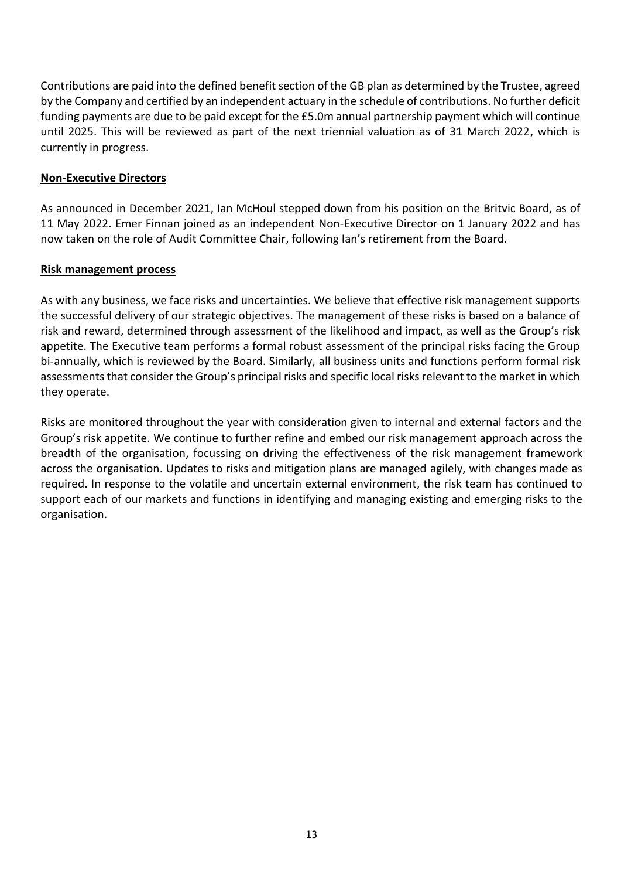Contributions are paid into the defined benefit section of the GB plan as determined by the Trustee, agreed by the Company and certified by an independent actuary in the schedule of contributions. No further deficit funding payments are due to be paid except for the £5.0m annual partnership payment which will continue until 2025. This will be reviewed as part of the next triennial valuation as of 31 March 2022, which is currently in progress.

## Non-Executive Directors

As announced in December 2021, Ian McHoul stepped down from his position on the Britvic Board, as of 11 May 2022. Emer Finnan joined as an independent Non-Executive Director on 1 January 2022 and has now taken on the role of Audit Committee Chair, following Ian's retirement from the Board.

## Risk management process

As with any business, we face risks and uncertainties. We believe that effective risk management supports the successful delivery of our strategic objectives. The management of these risks is based on a balance of risk and reward, determined through assessment of the likelihood and impact, as well as the Group's risk appetite. The Executive team performs a formal robust assessment of the principal risks facing the Group bi-annually, which is reviewed by the Board. Similarly, all business units and functions perform formal risk assessments that consider the Group's principal risks and specific local risks relevant to the market in which they operate.

Risks are monitored throughout the year with consideration given to internal and external factors and the Group's risk appetite. We continue to further refine and embed our risk management approach across the breadth of the organisation, focussing on driving the effectiveness of the risk management framework across the organisation. Updates to risks and mitigation plans are managed agilely, with changes made as required. In response to the volatile and uncertain external environment, the risk team has continued to support each of our markets and functions in identifying and managing existing and emerging risks to the organisation.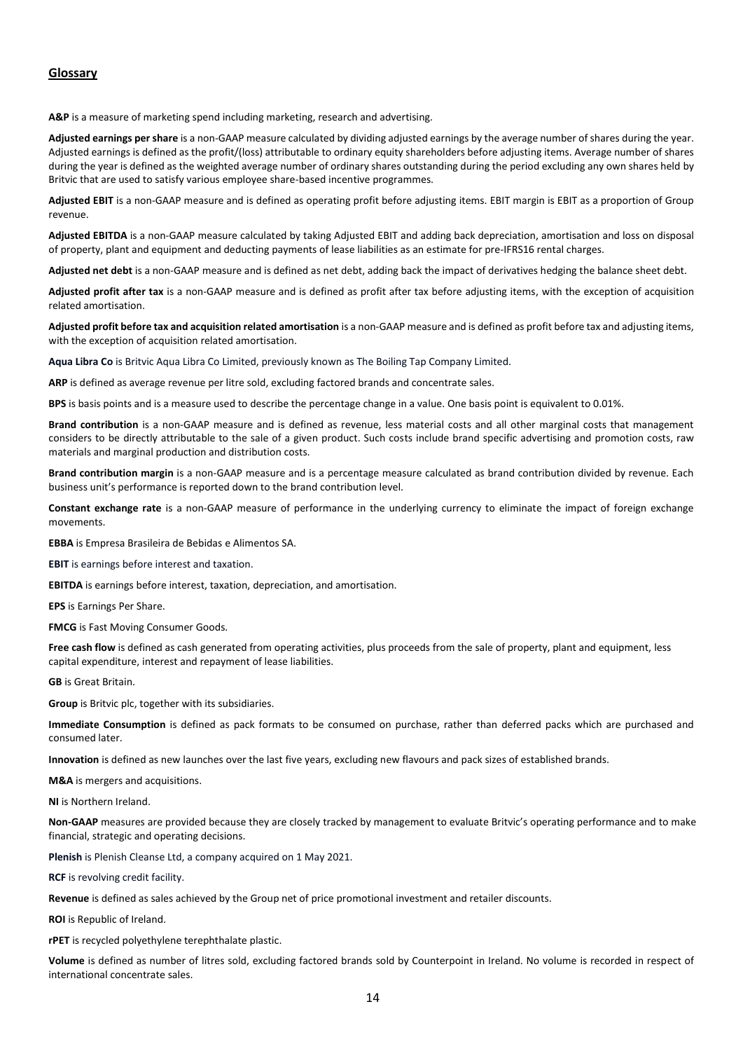## Glossary

**A&P** is a measure of marketing spend including marketing, research and advertising.

**Adjusted earnings per share** is a non-GAAP measure calculated by dividing adjusted earnings by the average number of shares during the year. Adjusted earnings is defined as the profit/(loss) attributable to ordinary equity shareholders before adjusting items. Average number of shares during the year is defined as the weighted average number of ordinary shares outstanding during the period excluding any own shares held by Britvic that are used to satisfy various employee share-based incentive programmes.

**Adjusted EBIT** is a non-GAAP measure and is defined as operating profit before adjusting items. EBIT margin is EBIT as a proportion of Group revenue.

**Adjusted EBITDA** is a non-GAAP measure calculated by taking Adjusted EBIT and adding back depreciation, amortisation and loss on disposal of property, plant and equipment and deducting payments of lease liabilities as an estimate for pre-IFRS16 rental charges.

**Adjusted net debt** is a non-GAAP measure and is defined as net debt, adding back the impact of derivatives hedging the balance sheet debt.

**Adjusted profit after tax** is a non-GAAP measure and is defined as profit after tax before adjusting items, with the exception of acquisition related amortisation.

**Adjusted profit before tax and acquisition related amortisation** is a non-GAAP measure and is defined as profit before tax and adjusting items, with the exception of acquisition related amortisation.

**Aqua Libra Co** is Britvic Aqua Libra Co Limited, previously known as The Boiling Tap Company Limited.

**ARP** is defined as average revenue per litre sold, excluding factored brands and concentrate sales.

**BPS** is basis points and is a measure used to describe the percentage change in a value. One basis point is equivalent to 0.01%.

**Brand contribution** is a non-GAAP measure and is defined as revenue, less material costs and all other marginal costs that management considers to be directly attributable to the sale of a given product. Such costs include brand specific advertising and promotion costs, raw materials and marginal production and distribution costs.

**Brand contribution margin** is a non-GAAP measure and is a percentage measure calculated as brand contribution divided by revenue. Each business unit's performance is reported down to the brand contribution level.

**Constant exchange rate** is a non-GAAP measure of performance in the underlying currency to eliminate the impact of foreign exchange movements.

**EBBA** is Empresa Brasileira de Bebidas e Alimentos SA.

**EBIT** is earnings before interest and taxation.

**EBITDA** is earnings before interest, taxation, depreciation, and amortisation.

**EPS** is Earnings Per Share.

**FMCG** is Fast Moving Consumer Goods.

**Free cash flow** is defined as cash generated from operating activities, plus proceeds from the sale of property, plant and equipment, less capital expenditure, interest and repayment of lease liabilities.

**GB** is Great Britain.

**Group** is Britvic plc, together with its subsidiaries.

**Immediate Consumption** is defined as pack formats to be consumed on purchase, rather than deferred packs which are purchased and consumed later.

**Innovation** is defined as new launches over the last five years, excluding new flavours and pack sizes of established brands.

**M&A** is mergers and acquisitions.

**NI** is Northern Ireland.

**Non-GAAP** measures are provided because they are closely tracked by management to evaluate Britvic's operating performance and to make financial, strategic and operating decisions.

**Plenish** is Plenish Cleanse Ltd, a company acquired on 1 May 2021.

**RCF** is revolving credit facility.

**Revenue** is defined as sales achieved by the Group net of price promotional investment and retailer discounts.

**ROI** is Republic of Ireland.

**rPET** is recycled polyethylene terephthalate plastic.

**Volume** is defined as number of litres sold, excluding factored brands sold by Counterpoint in Ireland. No volume is recorded in respect of international concentrate sales.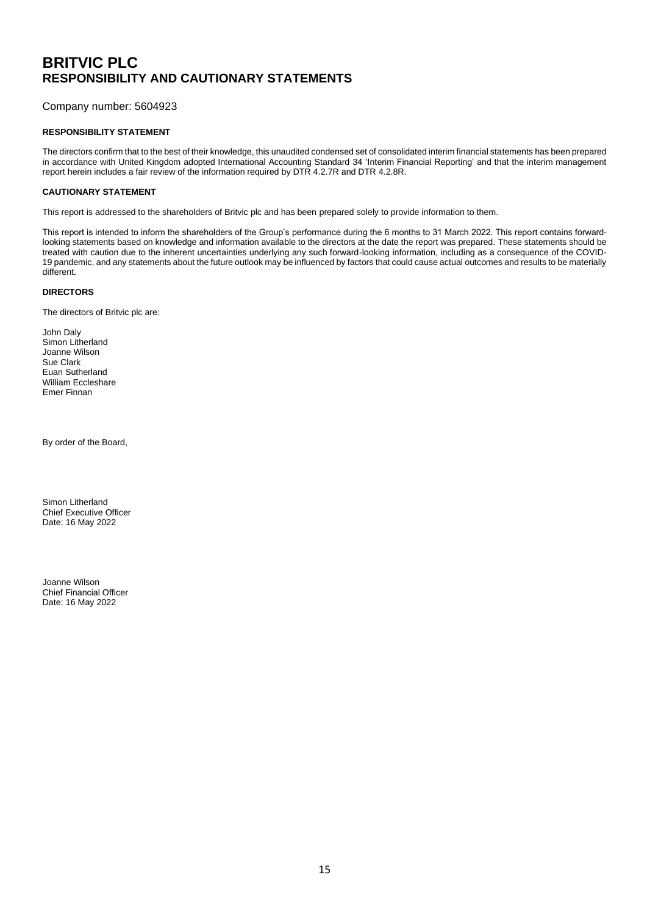# BRITVIC PLC
## RESPONSIBILITY AND CAUTIONARY STATEMENTS

Company number: 5604923

### RESPONSIBILITY STATEMENT

The directors confirm that to the best of their knowledge, this unaudited condensed set of consolidated interim financial statements has been prepared in accordance with United Kingdom adopted International Accounting Standard 34 'Interim Financial Reporting' and that the interim management report herein includes a fair review of the information required by DTR 4.2.7R and DTR 4.2.8R.

### CAUTIONARY STATEMENT

This report is addressed to the shareholders of Britvic plc and has been prepared solely to provide information to them.

This report is intended to inform the shareholders of the Group's performance during the 6 months to 31 March 2022. This report contains forward-looking statements based on knowledge and information available to the directors at the date the report was prepared. These statements should be treated with caution due to the inherent uncertainties underlying any such forward-looking information, including as a consequence of the COVID-19 pandemic, and any statements about the future outlook may be influenced by factors that could cause actual outcomes and results to be materially different.

### DIRECTORS

The directors of Britvic plc are:

John Daly
Simon Litherland
Joanne Wilson
Sue Clark
Euan Sutherland
William Eccleshare
Emer Finnan

By order of the Board,

Simon Litherland
Chief Executive Officer
Date: 16 May 2022

Joanne Wilson
Chief Financial Officer
Date: 16 May 2022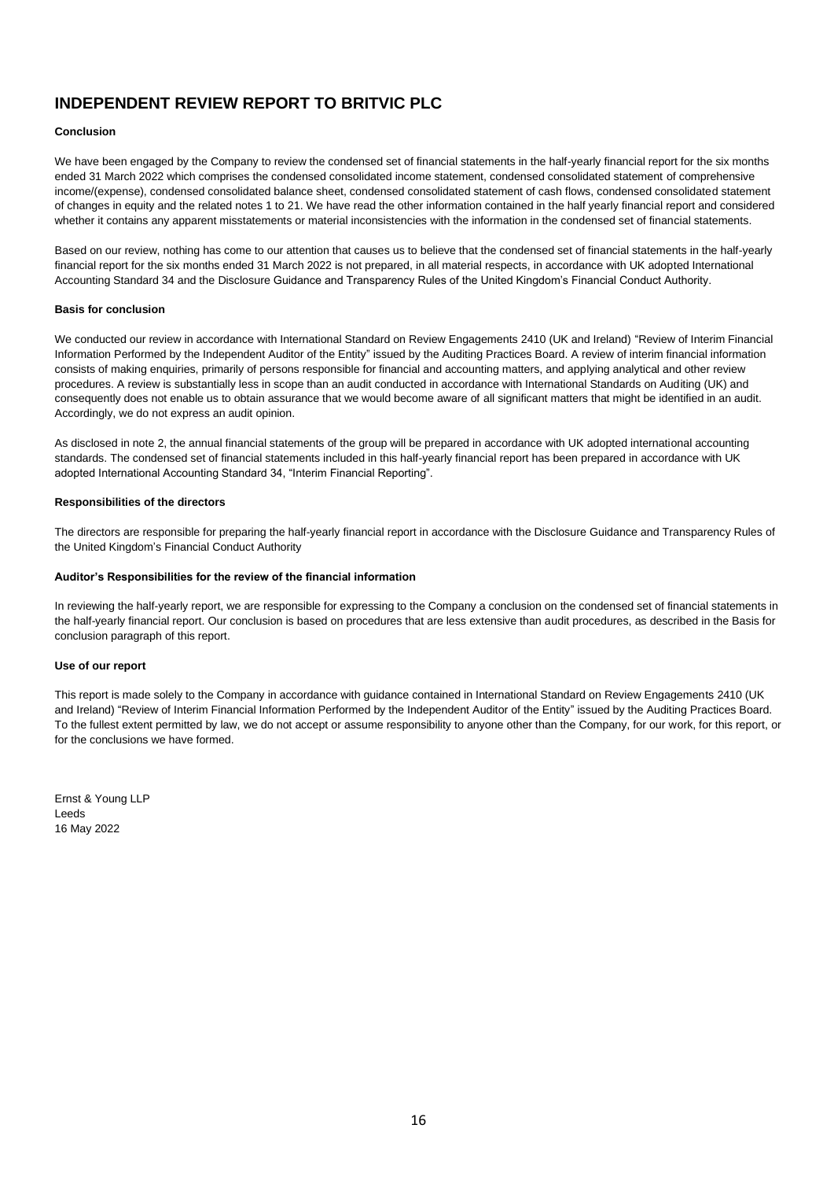# INDEPENDENT REVIEW REPORT TO BRITVIC PLC

**Conclusion**

We have been engaged by the Company to review the condensed set of financial statements in the half-yearly financial report for the six months ended 31 March 2022 which comprises the condensed consolidated income statement, condensed consolidated statement of comprehensive income/(expense), condensed consolidated balance sheet, condensed consolidated statement of cash flows, condensed consolidated statement of changes in equity and the related notes 1 to 21. We have read the other information contained in the half yearly financial report and considered whether it contains any apparent misstatements or material inconsistencies with the information in the condensed set of financial statements.

Based on our review, nothing has come to our attention that causes us to believe that the condensed set of financial statements in the half-yearly financial report for the six months ended 31 March 2022 is not prepared, in all material respects, in accordance with UK adopted International Accounting Standard 34 and the Disclosure Guidance and Transparency Rules of the United Kingdom's Financial Conduct Authority.

**Basis for conclusion**

We conducted our review in accordance with International Standard on Review Engagements 2410 (UK and Ireland) "Review of Interim Financial Information Performed by the Independent Auditor of the Entity" issued by the Auditing Practices Board. A review of interim financial information consists of making enquiries, primarily of persons responsible for financial and accounting matters, and applying analytical and other review procedures. A review is substantially less in scope than an audit conducted in accordance with International Standards on Auditing (UK) and consequently does not enable us to obtain assurance that we would become aware of all significant matters that might be identified in an audit. Accordingly, we do not express an audit opinion.

As disclosed in note 2, the annual financial statements of the group will be prepared in accordance with UK adopted international accounting standards. The condensed set of financial statements included in this half-yearly financial report has been prepared in accordance with UK adopted International Accounting Standard 34, "Interim Financial Reporting".

**Responsibilities of the directors**

The directors are responsible for preparing the half-yearly financial report in accordance with the Disclosure Guidance and Transparency Rules of the United Kingdom's Financial Conduct Authority

**Auditor's Responsibilities for the review of the financial information**

In reviewing the half-yearly report, we are responsible for expressing to the Company a conclusion on the condensed set of financial statements in the half-yearly financial report. Our conclusion is based on procedures that are less extensive than audit procedures, as described in the Basis for conclusion paragraph of this report.

**Use of our report**

This report is made solely to the Company in accordance with guidance contained in International Standard on Review Engagements 2410 (UK and Ireland) "Review of Interim Financial Information Performed by the Independent Auditor of the Entity" issued by the Auditing Practices Board. To the fullest extent permitted by law, we do not accept or assume responsibility to anyone other than the Company, for our work, for this report, or for the conclusions we have formed.

Ernst & Young LLP
Leeds
16 May 2022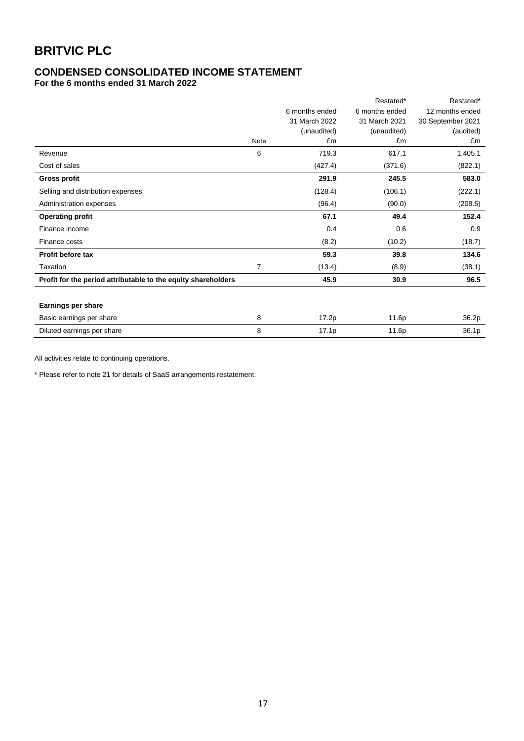# BRITVIC PLC

## CONDENSED CONSOLIDATED INCOME STATEMENT

**For the 6 months ended 31 March 2022**

| | Note | 6 months ended 31 March 2022 (unaudited) £m | Restated* 6 months ended 31 March 2021 (unaudited) £m | Restated* 12 months ended 30 September 2021 (audited) £m |
|---|---|---|---|---|
| Revenue | 6 | 719.3 | 617.1 | 1,405.1 |
| Cost of sales | | (427.4) | (371.6) | (822.1) |
| **Gross profit** | | **291.9** | **245.5** | **583.0** |
| Selling and distribution expenses | | (128.4) | (106.1) | (222.1) |
| Administration expenses | | (96.4) | (90.0) | (208.5) |
| **Operating profit** | | **67.1** | **49.4** | **152.4** |
| Finance income | | 0.4 | 0.6 | 0.9 |
| Finance costs | | (8.2) | (10.2) | (18.7) |
| **Profit before tax** | | **59.3** | **39.8** | **134.6** |
| Taxation | 7 | (13.4) | (8.9) | (38.1) |
| **Profit for the period attributable to the equity shareholders** | | **45.9** | **30.9** | **96.5** |
| | | | | |
| **Earnings per share** | | | | |
| Basic earnings per share | 8 | 17.2p | 11.6p | 36.2p |
| Diluted earnings per share | 8 | 17.1p | 11.6p | 36.1p |

All activities relate to continuing operations.

* Please refer to note 21 for details of SaaS arrangements restatement.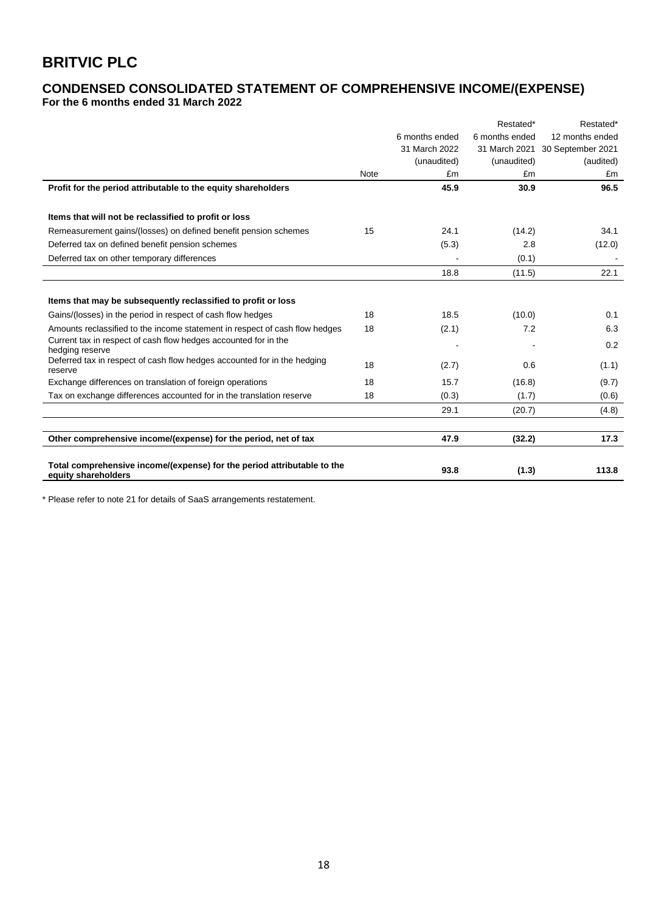# BRITVIC PLC

## CONDENSED CONSOLIDATED STATEMENT OF COMPREHENSIVE INCOME/(EXPENSE)

**For the 6 months ended 31 March 2022**

| | Note | 6 months ended 31 March 2022 (unaudited) £m | Restated* 6 months ended 31 March 2021 (unaudited) £m | Restated* 12 months ended 30 September 2021 (audited) £m |
|---|---|---|---|---|
| **Profit for the period attributable to the equity shareholders** | | **45.9** | **30.9** | **96.5** |
| | | | | |
| **Items that will not be reclassified to profit or loss** | | | | |
| Remeasurement gains/(losses) on defined benefit pension schemes | 15 | 24.1 | (14.2) | 34.1 |
| Deferred tax on defined benefit pension schemes | | (5.3) | 2.8 | (12.0) |
| Deferred tax on other temporary differences | | - | (0.1) | - |
| | | 18.8 | (11.5) | 22.1 |
| | | | | |
| **Items that may be subsequently reclassified to profit or loss** | | | | |
| Gains/(losses) in the period in respect of cash flow hedges | 18 | 18.5 | (10.0) | 0.1 |
| Amounts reclassified to the income statement in respect of cash flow hedges | 18 | (2.1) | 7.2 | 6.3 |
| Current tax in respect of cash flow hedges accounted for in the hedging reserve | | - | - | 0.2 |
| Deferred tax in respect of cash flow hedges accounted for in the hedging reserve | 18 | (2.7) | 0.6 | (1.1) |
| Exchange differences on translation of foreign operations | 18 | 15.7 | (16.8) | (9.7) |
| Tax on exchange differences accounted for in the translation reserve | 18 | (0.3) | (1.7) | (0.6) |
| | | 29.1 | (20.7) | (4.8) |
| | | | | |
| **Other comprehensive income/(expense) for the period, net of tax** | | **47.9** | **(32.2)** | **17.3** |
| | | | | |
| **Total comprehensive income/(expense) for the period attributable to the equity shareholders** | | **93.8** | **(1.3)** | **113.8** |

\* Please refer to note 21 for details of SaaS arrangements restatement.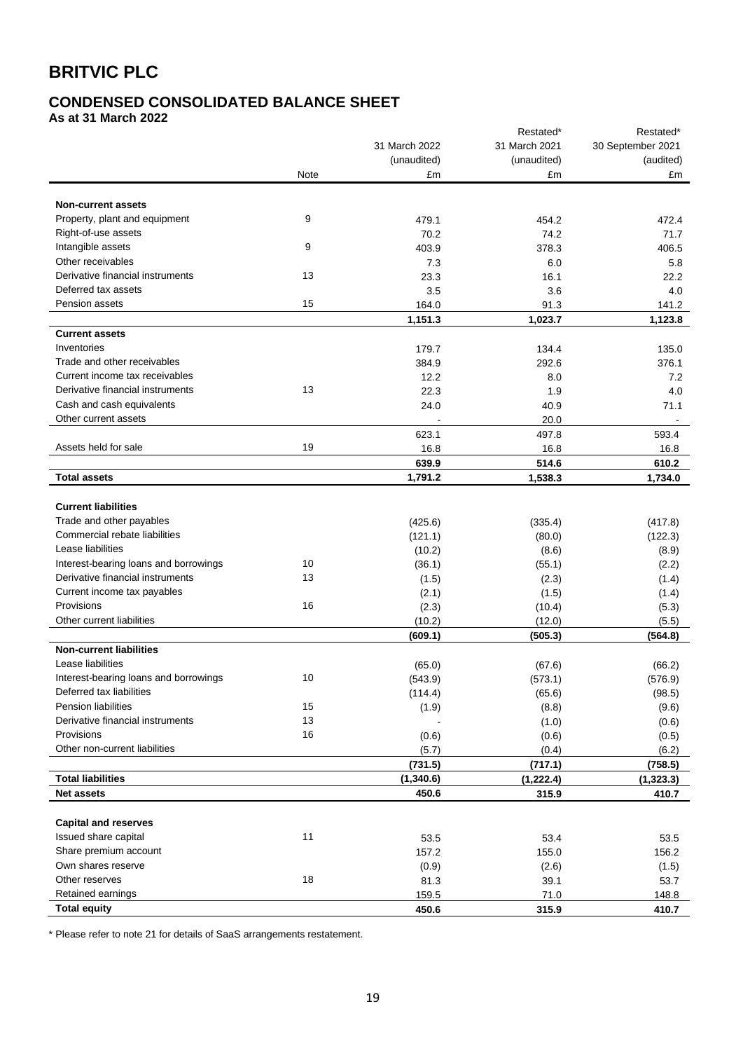# BRITVIC PLC

## CONDENSED CONSOLIDATED BALANCE SHEET

**As at 31 March 2022**

| | Note | 31 March 2022 (unaudited) £m | Restated* 31 March 2021 (unaudited) £m | Restated* 30 September 2021 (audited) £m |
|---|---|---|---|---|
| **Non-current assets** | | | | |
| Property, plant and equipment | 9 | 479.1 | 454.2 | 472.4 |
| Right-of-use assets | | 70.2 | 74.2 | 71.7 |
| Intangible assets | 9 | 403.9 | 378.3 | 406.5 |
| Other receivables | | 7.3 | 6.0 | 5.8 |
| Derivative financial instruments | 13 | 23.3 | 16.1 | 22.2 |
| Deferred tax assets | | 3.5 | 3.6 | 4.0 |
| Pension assets | 15 | 164.0 | 91.3 | 141.2 |
| | | **1,151.3** | **1,023.7** | **1,123.8** |
| **Current assets** | | | | |
| Inventories | | 179.7 | 134.4 | 135.0 |
| Trade and other receivables | | 384.9 | 292.6 | 376.1 |
| Current income tax receivables | | 12.2 | 8.0 | 7.2 |
| Derivative financial instruments | 13 | 22.3 | 1.9 | 4.0 |
| Cash and cash equivalents | | 24.0 | 40.9 | 71.1 |
| Other current assets | | - | 20.0 | - |
| | | 623.1 | 497.8 | 593.4 |
| Assets held for sale | 19 | 16.8 | 16.8 | 16.8 |
| | | **639.9** | **514.6** | **610.2** |
| **Total assets** | | **1,791.2** | **1,538.3** | **1,734.0** |
| **Current liabilities** | | | | |
| Trade and other payables | | (425.6) | (335.4) | (417.8) |
| Commercial rebate liabilities | | (121.1) | (80.0) | (122.3) |
| Lease liabilities | | (10.2) | (8.6) | (8.9) |
| Interest-bearing loans and borrowings | 10 | (36.1) | (55.1) | (2.2) |
| Derivative financial instruments | 13 | (1.5) | (2.3) | (1.4) |
| Current income tax payables | | (2.1) | (1.5) | (1.4) |
| Provisions | 16 | (2.3) | (10.4) | (5.3) |
| Other current liabilities | | (10.2) | (12.0) | (5.5) |
| | | **(609.1)** | **(505.3)** | **(564.8)** |
| **Non-current liabilities** | | | | |
| Lease liabilities | | (65.0) | (67.6) | (66.2) |
| Interest-bearing loans and borrowings | 10 | (543.9) | (573.1) | (576.9) |
| Deferred tax liabilities | | (114.4) | (65.6) | (98.5) |
| Pension liabilities | 15 | (1.9) | (8.8) | (9.6) |
| Derivative financial instruments | 13 | - | (1.0) | (0.6) |
| Provisions | 16 | (0.6) | (0.6) | (0.5) |
| Other non-current liabilities | | (5.7) | (0.4) | (6.2) |
| | | **(731.5)** | **(717.1)** | **(758.5)** |
| **Total liabilities** | | **(1,340.6)** | **(1,222.4)** | **(1,323.3)** |
| **Net assets** | | **450.6** | **315.9** | **410.7** |
| **Capital and reserves** | | | | |
| Issued share capital | 11 | 53.5 | 53.4 | 53.5 |
| Share premium account | | 157.2 | 155.0 | 156.2 |
| Own shares reserve | | (0.9) | (2.6) | (1.5) |
| Other reserves | 18 | 81.3 | 39.1 | 53.7 |
| Retained earnings | | 159.5 | 71.0 | 148.8 |
| **Total equity** | | **450.6** | **315.9** | **410.7** |

* Please refer to note 21 for details of SaaS arrangements restatement.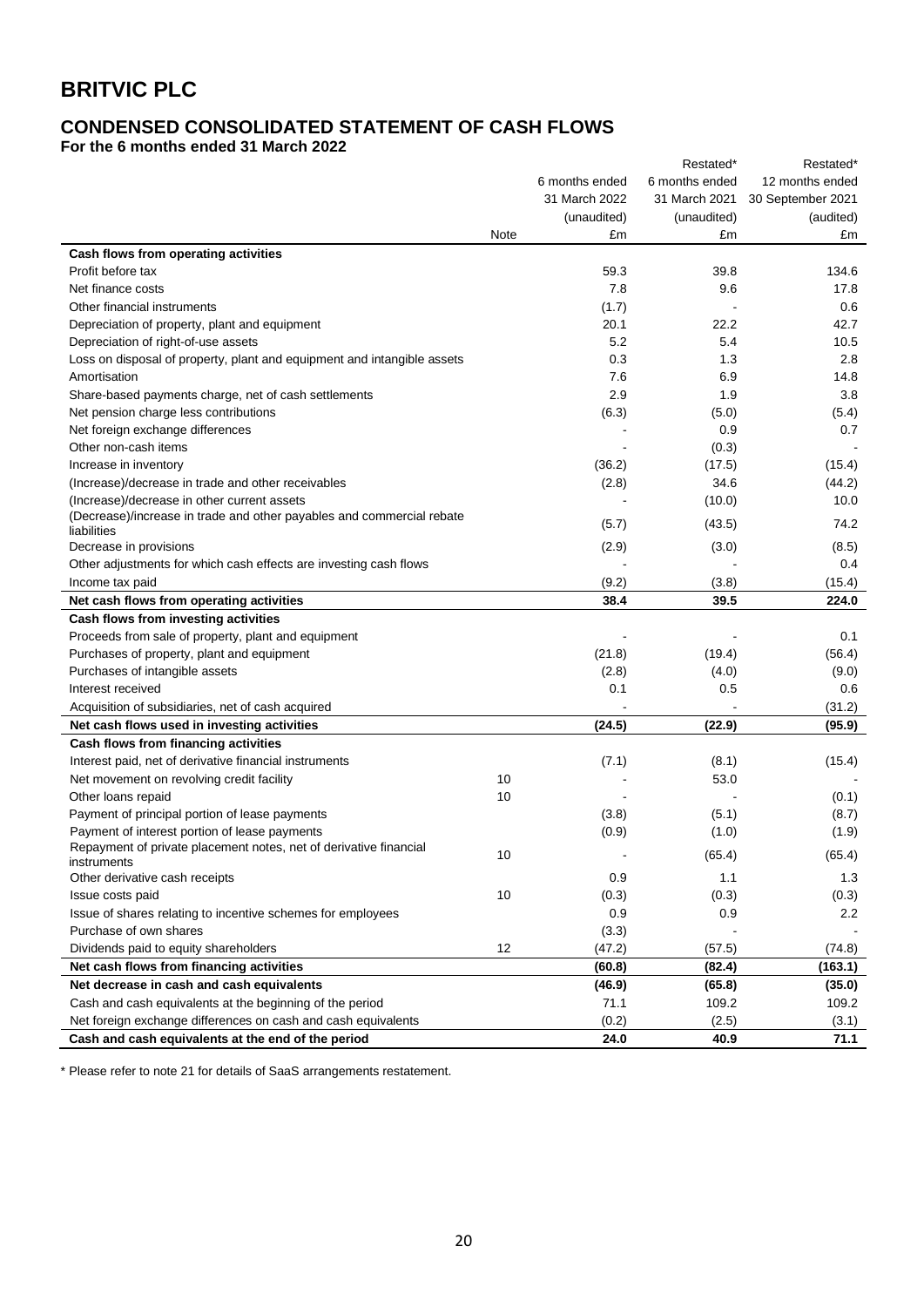# BRITVIC PLC

## CONDENSED CONSOLIDATED STATEMENT OF CASH FLOWS

**For the 6 months ended 31 March 2022**

| | Note | 6 months ended 31 March 2022 (unaudited) £m | Restated* 6 months ended 31 March 2021 (unaudited) £m | Restated* 12 months ended 30 September 2021 (audited) £m |
|---|---|---|---|---|
| **Cash flows from operating activities** | | | | |
| Profit before tax | | 59.3 | 39.8 | 134.6 |
| Net finance costs | | 7.8 | 9.6 | 17.8 |
| Other financial instruments | | (1.7) | - | 0.6 |
| Depreciation of property, plant and equipment | | 20.1 | 22.2 | 42.7 |
| Depreciation of right-of-use assets | | 5.2 | 5.4 | 10.5 |
| Loss on disposal of property, plant and equipment and intangible assets | | 0.3 | 1.3 | 2.8 |
| Amortisation | | 7.6 | 6.9 | 14.8 |
| Share-based payments charge, net of cash settlements | | 2.9 | 1.9 | 3.8 |
| Net pension charge less contributions | | (6.3) | (5.0) | (5.4) |
| Net foreign exchange differences | | - | 0.9 | 0.7 |
| Other non-cash items | | - | (0.3) | - |
| Increase in inventory | | (36.2) | (17.5) | (15.4) |
| (Increase)/decrease in trade and other receivables | | (2.8) | 34.6 | (44.2) |
| (Increase)/decrease in other current assets | | - | (10.0) | 10.0 |
| (Decrease)/increase in trade and other payables and commercial rebate liabilities | | (5.7) | (43.5) | 74.2 |
| Decrease in provisions | | (2.9) | (3.0) | (8.5) |
| Other adjustments for which cash effects are investing cash flows | | - | - | 0.4 |
| Income tax paid | | (9.2) | (3.8) | (15.4) |
| **Net cash flows from operating activities** | | **38.4** | **39.5** | **224.0** |
| **Cash flows from investing activities** | | | | |
| Proceeds from sale of property, plant and equipment | | - | - | 0.1 |
| Purchases of property, plant and equipment | | (21.8) | (19.4) | (56.4) |
| Purchases of intangible assets | | (2.8) | (4.0) | (9.0) |
| Interest received | | 0.1 | 0.5 | 0.6 |
| Acquisition of subsidiaries, net of cash acquired | | - | - | (31.2) |
| **Net cash flows used in investing activities** | | **(24.5)** | **(22.9)** | **(95.9)** |
| **Cash flows from financing activities** | | | | |
| Interest paid, net of derivative financial instruments | | (7.1) | (8.1) | (15.4) |
| Net movement on revolving credit facility | 10 | - | 53.0 | - |
| Other loans repaid | 10 | - | - | (0.1) |
| Payment of principal portion of lease payments | | (3.8) | (5.1) | (8.7) |
| Payment of interest portion of lease payments | | (0.9) | (1.0) | (1.9) |
| Repayment of private placement notes, net of derivative financial instruments | 10 | - | (65.4) | (65.4) |
| Other derivative cash receipts | | 0.9 | 1.1 | 1.3 |
| Issue costs paid | 10 | (0.3) | (0.3) | (0.3) |
| Issue of shares relating to incentive schemes for employees | | 0.9 | 0.9 | 2.2 |
| Purchase of own shares | | (3.3) | - | - |
| Dividends paid to equity shareholders | 12 | (47.2) | (57.5) | (74.8) |
| **Net cash flows from financing activities** | | **(60.8)** | **(82.4)** | **(163.1)** |
| **Net decrease in cash and cash equivalents** | | **(46.9)** | **(65.8)** | **(35.0)** |
| Cash and cash equivalents at the beginning of the period | | 71.1 | 109.2 | 109.2 |
| Net foreign exchange differences on cash and cash equivalents | | (0.2) | (2.5) | (3.1) |
| **Cash and cash equivalents at the end of the period** | | **24.0** | **40.9** | **71.1** |

\* Please refer to note 21 for details of SaaS arrangements restatement.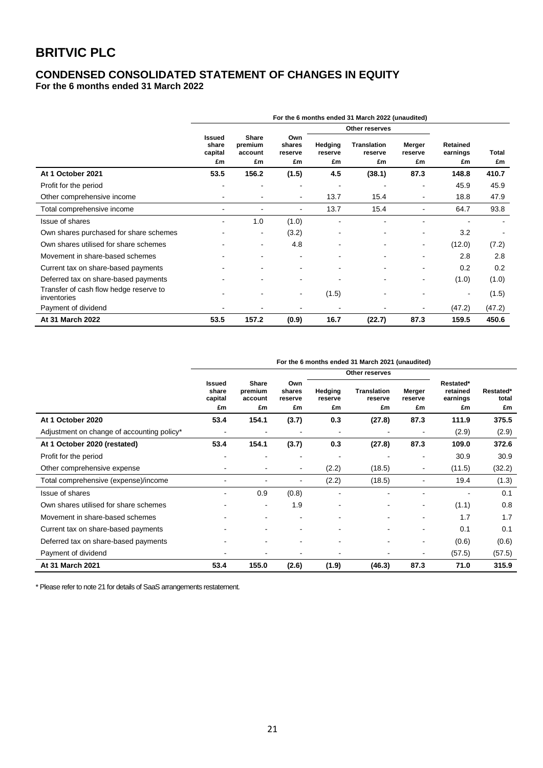# BRITVIC PLC

## CONDENSED CONSOLIDATED STATEMENT OF CHANGES IN EQUITY

**For the 6 months ended 31 March 2022**

| | For the 6 months ended 31 March 2022 (unaudited) | | | | | | | |
|---|---|---|---|---|---|---|---|---|
| | | | | Other reserves | | | | |
| | Issued share capital £m | Share premium account £m | Own shares reserve £m | Hedging reserve £m | Translation reserve £m | Merger reserve £m | Retained earnings £m | Total £m |
| **At 1 October 2021** | **53.5** | **156.2** | **(1.5)** | **4.5** | **(38.1)** | **87.3** | **148.8** | **410.7** |
| Profit for the period | - | - | - | - | - | - | 45.9 | 45.9 |
| Other comprehensive income | - | - | - | 13.7 | 15.4 | - | 18.8 | 47.9 |
| Total comprehensive income | - | - | - | 13.7 | 15.4 | - | 64.7 | 93.8 |
| Issue of shares | - | 1.0 | (1.0) | - | - | - | - | - |
| Own shares purchased for share schemes | - | - | (3.2) | - | - | - | 3.2 | - |
| Own shares utilised for share schemes | - | - | 4.8 | - | - | - | (12.0) | (7.2) |
| Movement in share-based schemes | - | - | - | - | - | - | 2.8 | 2.8 |
| Current tax on share-based payments | - | - | - | - | - | - | 0.2 | 0.2 |
| Deferred tax on share-based payments | - | - | - | - | - | - | (1.0) | (1.0) |
| Transfer of cash flow hedge reserve to inventories | - | - | - | (1.5) | - | - | - | (1.5) |
| Payment of dividend | - | - | - | - | - | - | (47.2) | (47.2) |
| **At 31 March 2022** | **53.5** | **157.2** | **(0.9)** | **16.7** | **(22.7)** | **87.3** | **159.5** | **450.6** |

| | For the 6 months ended 31 March 2021 (unaudited) | | | | | | | |
|---|---|---|---|---|---|---|---|---|
| | | | | Other reserves | | | | |
| | Issued share capital £m | Share premium account £m | Own shares reserve £m | Hedging reserve £m | Translation reserve £m | Merger reserve £m | Restated* retained earnings £m | Restated* total £m |
| **At 1 October 2020** | **53.4** | **154.1** | **(3.7)** | **0.3** | **(27.8)** | **87.3** | **111.9** | **375.5** |
| Adjustment on change of accounting policy* | - | - | - | - | - | - | (2.9) | (2.9) |
| **At 1 October 2020 (restated)** | **53.4** | **154.1** | **(3.7)** | **0.3** | **(27.8)** | **87.3** | **109.0** | **372.6** |
| Profit for the period | - | - | - | - | - | - | 30.9 | 30.9 |
| Other comprehensive expense | - | - | - | (2.2) | (18.5) | - | (11.5) | (32.2) |
| Total comprehensive (expense)/income | - | - | - | (2.2) | (18.5) | - | 19.4 | (1.3) |
| Issue of shares | - | 0.9 | (0.8) | - | - | - | - | 0.1 |
| Own shares utilised for share schemes | - | - | 1.9 | - | - | - | (1.1) | 0.8 |
| Movement in share-based schemes | - | - | - | - | - | - | 1.7 | 1.7 |
| Current tax on share-based payments | - | - | - | - | - | - | 0.1 | 0.1 |
| Deferred tax on share-based payments | - | - | - | - | - | - | (0.6) | (0.6) |
| Payment of dividend | - | - | - | - | - | - | (57.5) | (57.5) |
| **At 31 March 2021** | **53.4** | **155.0** | **(2.6)** | **(1.9)** | **(46.3)** | **87.3** | **71.0** | **315.9** |

\* Please refer to note 21 for details of SaaS arrangements restatement.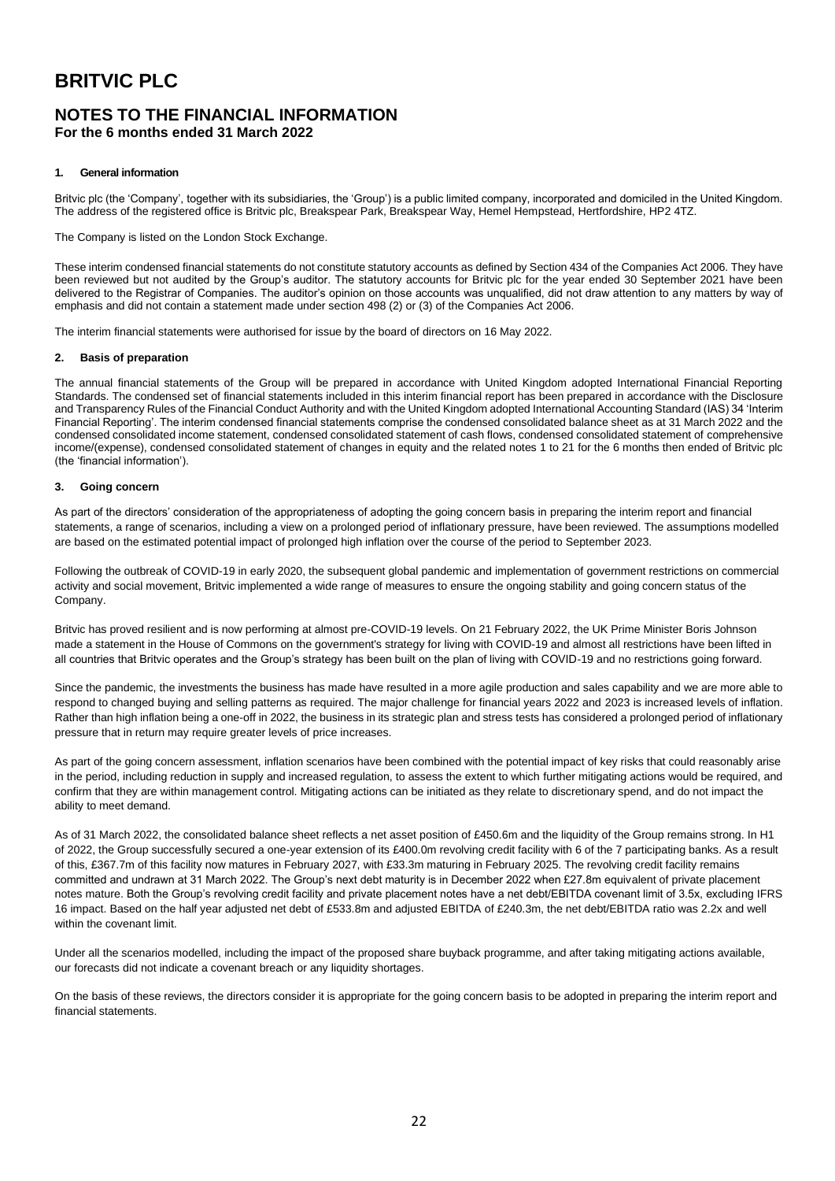# BRITVIC PLC

## NOTES TO THE FINANCIAL INFORMATION

**For the 6 months ended 31 March 2022**

### 1. General information

Britvic plc (the 'Company', together with its subsidiaries, the 'Group') is a public limited company, incorporated and domiciled in the United Kingdom. The address of the registered office is Britvic plc, Breakspear Park, Breakspear Way, Hemel Hempstead, Hertfordshire, HP2 4TZ.

The Company is listed on the London Stock Exchange.

These interim condensed financial statements do not constitute statutory accounts as defined by Section 434 of the Companies Act 2006. They have been reviewed but not audited by the Group's auditor. The statutory accounts for Britvic plc for the year ended 30 September 2021 have been delivered to the Registrar of Companies. The auditor's opinion on those accounts was unqualified, did not draw attention to any matters by way of emphasis and did not contain a statement made under section 498 (2) or (3) of the Companies Act 2006.

The interim financial statements were authorised for issue by the board of directors on 16 May 2022.

### 2. Basis of preparation

The annual financial statements of the Group will be prepared in accordance with United Kingdom adopted International Financial Reporting Standards. The condensed set of financial statements included in this interim financial report has been prepared in accordance with the Disclosure and Transparency Rules of the Financial Conduct Authority and with the United Kingdom adopted International Accounting Standard (IAS) 34 'Interim Financial Reporting'. The interim condensed financial statements comprise the condensed consolidated balance sheet as at 31 March 2022 and the condensed consolidated income statement, condensed consolidated statement of cash flows, condensed consolidated statement of comprehensive income/(expense), condensed consolidated statement of changes in equity and the related notes 1 to 21 for the 6 months then ended of Britvic plc (the 'financial information').

### 3. Going concern

As part of the directors' consideration of the appropriateness of adopting the going concern basis in preparing the interim report and financial statements, a range of scenarios, including a view on a prolonged period of inflationary pressure, have been reviewed. The assumptions modelled are based on the estimated potential impact of prolonged high inflation over the course of the period to September 2023.

Following the outbreak of COVID-19 in early 2020, the subsequent global pandemic and implementation of government restrictions on commercial activity and social movement, Britvic implemented a wide range of measures to ensure the ongoing stability and going concern status of the Company.

Britvic has proved resilient and is now performing at almost pre-COVID-19 levels. On 21 February 2022, the UK Prime Minister Boris Johnson made a statement in the House of Commons on the government's strategy for living with COVID-19 and almost all restrictions have been lifted in all countries that Britvic operates and the Group's strategy has been built on the plan of living with COVID-19 and no restrictions going forward.

Since the pandemic, the investments the business has made have resulted in a more agile production and sales capability and we are more able to respond to changed buying and selling patterns as required. The major challenge for financial years 2022 and 2023 is increased levels of inflation. Rather than high inflation being a one-off in 2022, the business in its strategic plan and stress tests has considered a prolonged period of inflationary pressure that in return may require greater levels of price increases.

As part of the going concern assessment, inflation scenarios have been combined with the potential impact of key risks that could reasonably arise in the period, including reduction in supply and increased regulation, to assess the extent to which further mitigating actions would be required, and confirm that they are within management control. Mitigating actions can be initiated as they relate to discretionary spend, and do not impact the ability to meet demand.

As of 31 March 2022, the consolidated balance sheet reflects a net asset position of £450.6m and the liquidity of the Group remains strong. In H1 of 2022, the Group successfully secured a one-year extension of its £400.0m revolving credit facility with 6 of the 7 participating banks. As a result of this, £367.7m of this facility now matures in February 2027, with £33.3m maturing in February 2025. The revolving credit facility remains committed and undrawn at 31 March 2022. The Group's next debt maturity is in December 2022 when £27.8m equivalent of private placement notes mature. Both the Group's revolving credit facility and private placement notes have a net debt/EBITDA covenant limit of 3.5x, excluding IFRS 16 impact. Based on the half year adjusted net debt of £533.8m and adjusted EBITDA of £240.3m, the net debt/EBITDA ratio was 2.2x and well within the covenant limit.

Under all the scenarios modelled, including the impact of the proposed share buyback programme, and after taking mitigating actions available, our forecasts did not indicate a covenant breach or any liquidity shortages.

On the basis of these reviews, the directors consider it is appropriate for the going concern basis to be adopted in preparing the interim report and financial statements.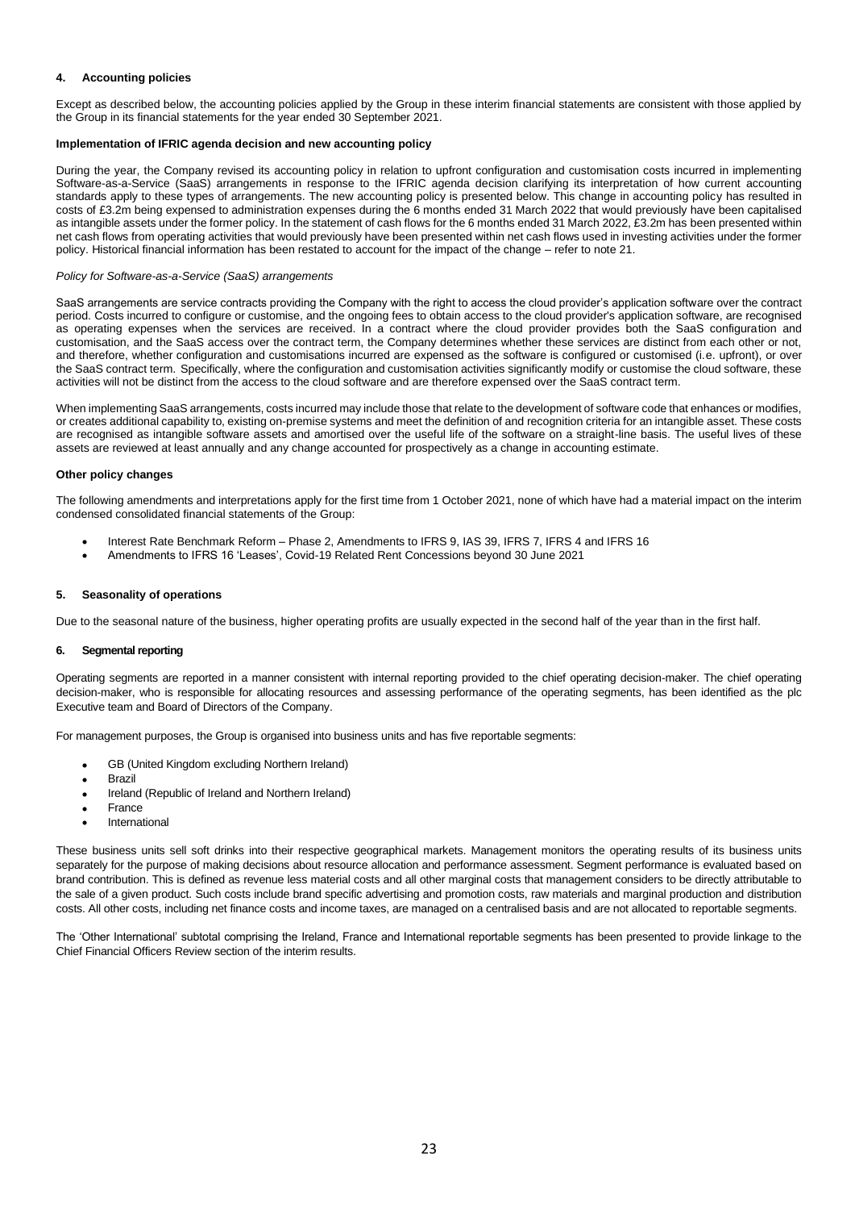## 4. Accounting policies

Except as described below, the accounting policies applied by the Group in these interim financial statements are consistent with those applied by the Group in its financial statements for the year ended 30 September 2021.

### Implementation of IFRIC agenda decision and new accounting policy

During the year, the Company revised its accounting policy in relation to upfront configuration and customisation costs incurred in implementing Software-as-a-Service (SaaS) arrangements in response to the IFRIC agenda decision clarifying its interpretation of how current accounting standards apply to these types of arrangements. The new accounting policy is presented below. This change in accounting policy has resulted in costs of £3.2m being expensed to administration expenses during the 6 months ended 31 March 2022 that would previously have been capitalised as intangible assets under the former policy. In the statement of cash flows for the 6 months ended 31 March 2022, £3.2m has been presented within net cash flows from operating activities that would previously have been presented within net cash flows used in investing activities under the former policy. Historical financial information has been restated to account for the impact of the change – refer to note 21.

*Policy for Software-as-a-Service (SaaS) arrangements*

SaaS arrangements are service contracts providing the Company with the right to access the cloud provider's application software over the contract period. Costs incurred to configure or customise, and the ongoing fees to obtain access to the cloud provider's application software, are recognised as operating expenses when the services are received. In a contract where the cloud provider provides both the SaaS configuration and customisation, and the SaaS access over the contract term, the Company determines whether these services are distinct from each other or not, and therefore, whether configuration and customisations incurred are expensed as the software is configured or customised (i.e. upfront), or over the SaaS contract term. Specifically, where the configuration and customisation activities significantly modify or customise the cloud software, these activities will not be distinct from the access to the cloud software and are therefore expensed over the SaaS contract term.

When implementing SaaS arrangements, costs incurred may include those that relate to the development of software code that enhances or modifies, or creates additional capability to, existing on-premise systems and meet the definition of and recognition criteria for an intangible asset. These costs are recognised as intangible software assets and amortised over the useful life of the software on a straight-line basis. The useful lives of these assets are reviewed at least annually and any change accounted for prospectively as a change in accounting estimate.

### Other policy changes

The following amendments and interpretations apply for the first time from 1 October 2021, none of which have had a material impact on the interim condensed consolidated financial statements of the Group:

- Interest Rate Benchmark Reform – Phase 2, Amendments to IFRS 9, IAS 39, IFRS 7, IFRS 4 and IFRS 16
- Amendments to IFRS 16 'Leases', Covid-19 Related Rent Concessions beyond 30 June 2021

## 5. Seasonality of operations

Due to the seasonal nature of the business, higher operating profits are usually expected in the second half of the year than in the first half.

## 6. Segmental reporting

Operating segments are reported in a manner consistent with internal reporting provided to the chief operating decision-maker. The chief operating decision-maker, who is responsible for allocating resources and assessing performance of the operating segments, has been identified as the plc Executive team and Board of Directors of the Company.

For management purposes, the Group is organised into business units and has five reportable segments:

- GB (United Kingdom excluding Northern Ireland)
- Brazil
- Ireland (Republic of Ireland and Northern Ireland)
- France
- International

These business units sell soft drinks into their respective geographical markets. Management monitors the operating results of its business units separately for the purpose of making decisions about resource allocation and performance assessment. Segment performance is evaluated based on brand contribution. This is defined as revenue less material costs and all other marginal costs that management considers to be directly attributable to the sale of a given product. Such costs include brand specific advertising and promotion costs, raw materials and marginal production and distribution costs. All other costs, including net finance costs and income taxes, are managed on a centralised basis and are not allocated to reportable segments.

The 'Other International' subtotal comprising the Ireland, France and International reportable segments has been presented to provide linkage to the Chief Financial Officers Review section of the interim results.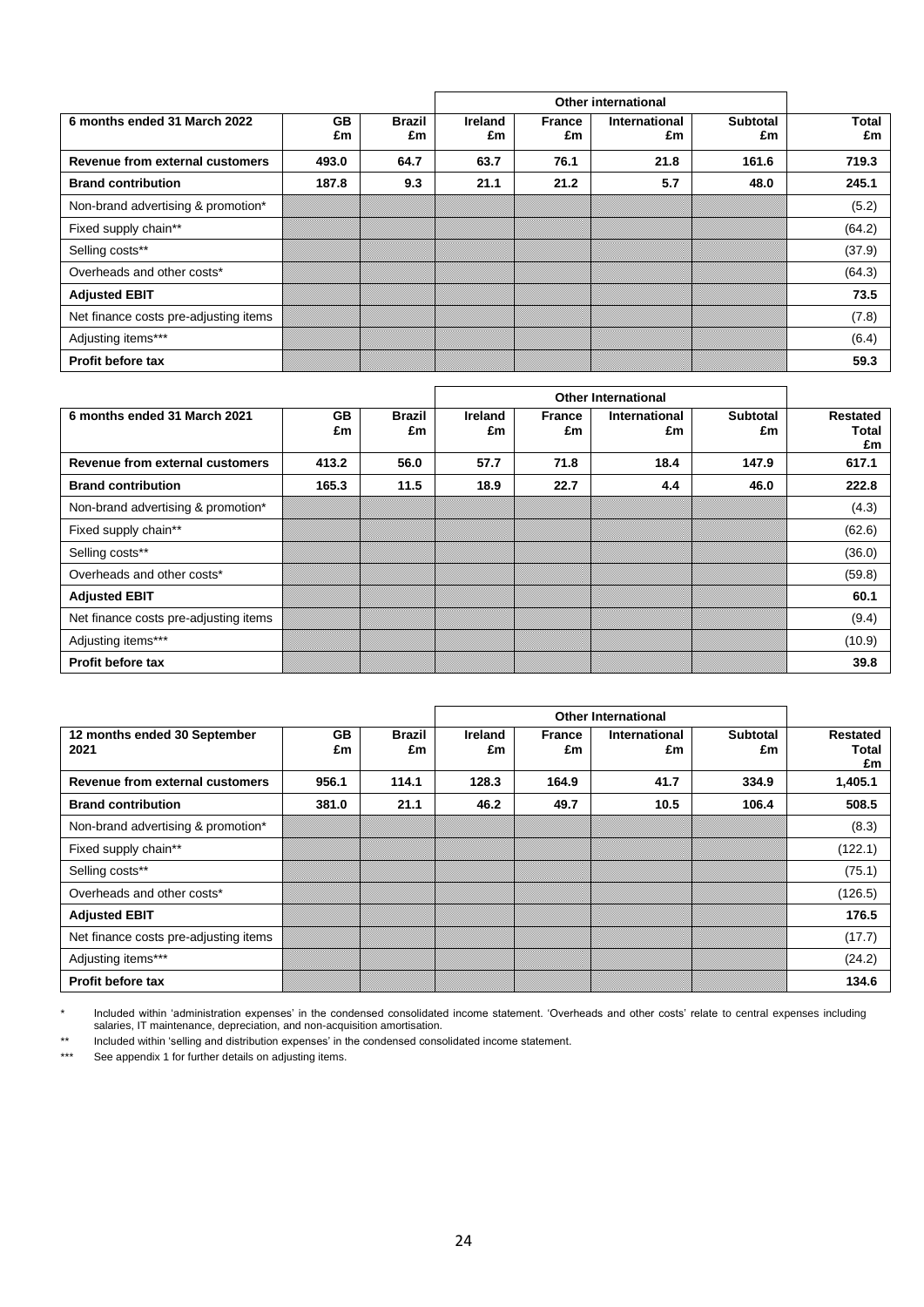| 6 months ended 31 March 2022 | GB £m | Brazil £m | Other international | | | | Total £m |
|---|---|---|---|---|---|---|---|
| | | | Ireland £m | France £m | International £m | Subtotal £m | |
| **Revenue from external customers** | **493.0** | **64.7** | **63.7** | **76.1** | **21.8** | **161.6** | **719.3** |
| **Brand contribution** | **187.8** | **9.3** | **21.1** | **21.2** | **5.7** | **48.0** | **245.1** |
| Non-brand advertising & promotion* | | | | | | | (5.2) |
| Fixed supply chain** | | | | | | | (64.2) |
| Selling costs** | | | | | | | (37.9) |
| Overheads and other costs* | | | | | | | (64.3) |
| **Adjusted EBIT** | | | | | | | **73.5** |
| Net finance costs pre-adjusting items | | | | | | | (7.8) |
| Adjusting items*** | | | | | | | (6.4) |
| **Profit before tax** | | | | | | | **59.3** |

| 6 months ended 31 March 2021 | GB £m | Brazil £m | Other International | | | | Restated Total £m |
|---|---|---|---|---|---|---|---|
| | | | Ireland £m | France £m | International £m | Subtotal £m | |
| **Revenue from external customers** | **413.2** | **56.0** | **57.7** | **71.8** | **18.4** | **147.9** | **617.1** |
| **Brand contribution** | **165.3** | **11.5** | **18.9** | **22.7** | **4.4** | **46.0** | **222.8** |
| Non-brand advertising & promotion* | | | | | | | (4.3) |
| Fixed supply chain** | | | | | | | (62.6) |
| Selling costs** | | | | | | | (36.0) |
| Overheads and other costs* | | | | | | | (59.8) |
| **Adjusted EBIT** | | | | | | | **60.1** |
| Net finance costs pre-adjusting items | | | | | | | (9.4) |
| Adjusting items*** | | | | | | | (10.9) |
| **Profit before tax** | | | | | | | **39.8** |

| 12 months ended 30 September 2021 | GB £m | Brazil £m | Other International | | | | Restated Total £m |
|---|---|---|---|---|---|---|---|
| | | | Ireland £m | France £m | International £m | Subtotal £m | |
| **Revenue from external customers** | **956.1** | **114.1** | **128.3** | **164.9** | **41.7** | **334.9** | **1,405.1** |
| **Brand contribution** | **381.0** | **21.1** | **46.2** | **49.7** | **10.5** | **106.4** | **508.5** |
| Non-brand advertising & promotion* | | | | | | | (8.3) |
| Fixed supply chain** | | | | | | | (122.1) |
| Selling costs** | | | | | | | (75.1) |
| Overheads and other costs* | | | | | | | (126.5) |
| **Adjusted EBIT** | | | | | | | **176.5** |
| Net finance costs pre-adjusting items | | | | | | | (17.7) |
| Adjusting items*** | | | | | | | (24.2) |
| **Profit before tax** | | | | | | | **134.6** |

\* Included within 'administration expenses' in the condensed consolidated income statement. 'Overheads and other costs' relate to central expenses including salaries, IT maintenance, depreciation, and non-acquisition amortisation.

** Included within 'selling and distribution expenses' in the condensed consolidated income statement.

*** See appendix 1 for further details on adjusting items.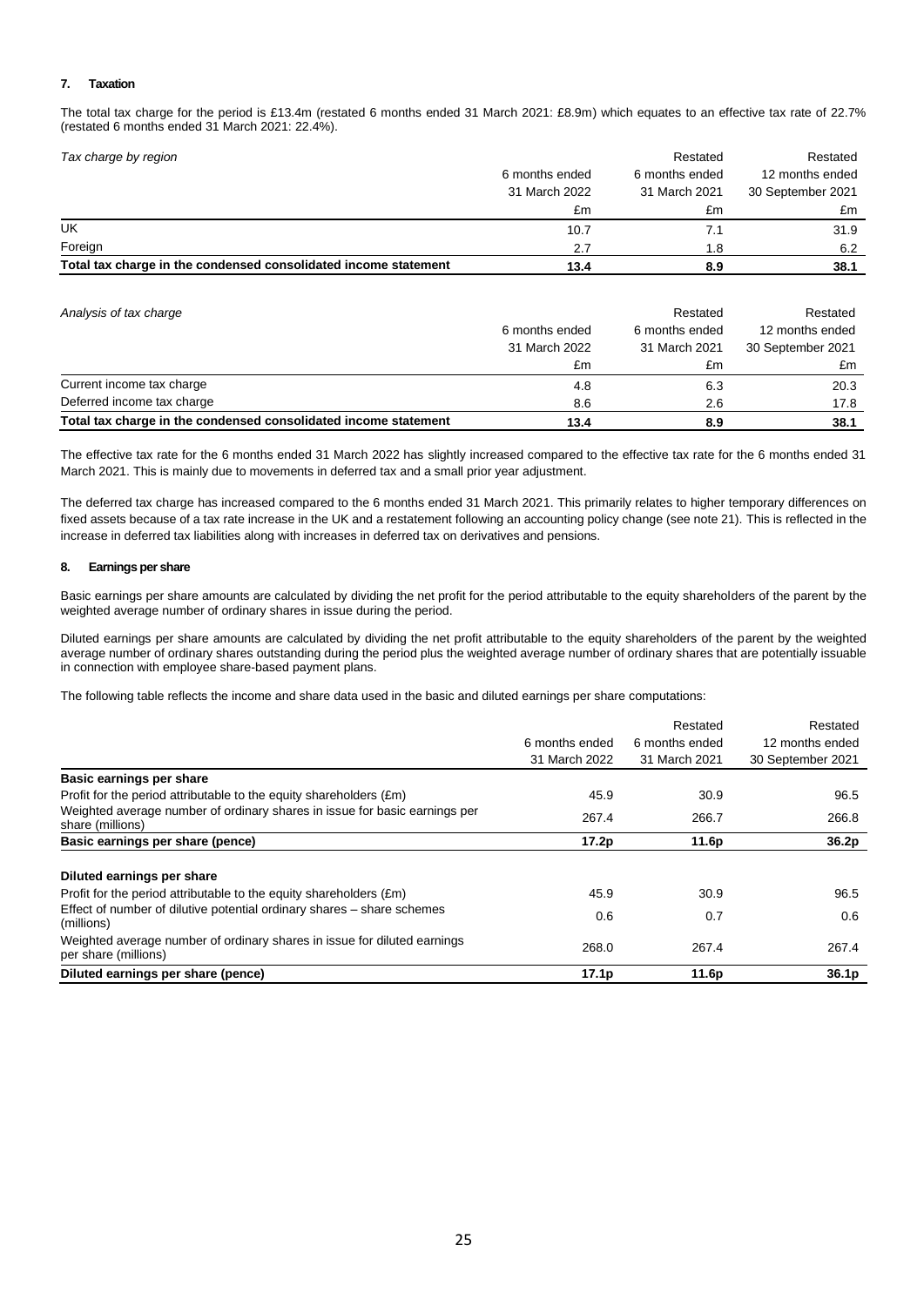### 7. Taxation

The total tax charge for the period is £13.4m (restated 6 months ended 31 March 2021: £8.9m) which equates to an effective tax rate of 22.7% (restated 6 months ended 31 March 2021: 22.4%).

| *Tax charge by region* | 6 months ended 31 March 2022 £m | Restated 6 months ended 31 March 2021 £m | Restated 12 months ended 30 September 2021 £m |
|---|---|---|---|
| UK | 10.7 | 7.1 | 31.9 |
| Foreign | 2.7 | 1.8 | 6.2 |
| **Total tax charge in the condensed consolidated income statement** | **13.4** | **8.9** | **38.1** |

| *Analysis of tax charge* | 6 months ended 31 March 2022 £m | Restated 6 months ended 31 March 2021 £m | Restated 12 months ended 30 September 2021 £m |
|---|---|---|---|
| Current income tax charge | 4.8 | 6.3 | 20.3 |
| Deferred income tax charge | 8.6 | 2.6 | 17.8 |
| **Total tax charge in the condensed consolidated income statement** | **13.4** | **8.9** | **38.1** |

The effective tax rate for the 6 months ended 31 March 2022 has slightly increased compared to the effective tax rate for the 6 months ended 31 March 2021. This is mainly due to movements in deferred tax and a small prior year adjustment.

The deferred tax charge has increased compared to the 6 months ended 31 March 2021. This primarily relates to higher temporary differences on fixed assets because of a tax rate increase in the UK and a restatement following an accounting policy change (see note 21). This is reflected in the increase in deferred tax liabilities along with increases in deferred tax on derivatives and pensions.

### 8. Earnings per share

Basic earnings per share amounts are calculated by dividing the net profit for the period attributable to the equity shareholders of the parent by the weighted average number of ordinary shares in issue during the period.

Diluted earnings per share amounts are calculated by dividing the net profit attributable to the equity shareholders of the parent by the weighted average number of ordinary shares outstanding during the period plus the weighted average number of ordinary shares that are potentially issuable in connection with employee share-based payment plans.

The following table reflects the income and share data used in the basic and diluted earnings per share computations:

| | 6 months ended 31 March 2022 | Restated 6 months ended 31 March 2021 | Restated 12 months ended 30 September 2021 |
|---|---|---|---|
| **Basic earnings per share** | | | |
| Profit for the period attributable to the equity shareholders (£m) | 45.9 | 30.9 | 96.5 |
| Weighted average number of ordinary shares in issue for basic earnings per share (millions) | 267.4 | 266.7 | 266.8 |
| **Basic earnings per share (pence)** | **17.2p** | **11.6p** | **36.2p** |
| **Diluted earnings per share** | | | |
| Profit for the period attributable to the equity shareholders (£m) | 45.9 | 30.9 | 96.5 |
| Effect of number of dilutive potential ordinary shares – share schemes (millions) | 0.6 | 0.7 | 0.6 |
| Weighted average number of ordinary shares in issue for diluted earnings per share (millions) | 268.0 | 267.4 | 267.4 |
| **Diluted earnings per share (pence)** | **17.1p** | **11.6p** | **36.1p** |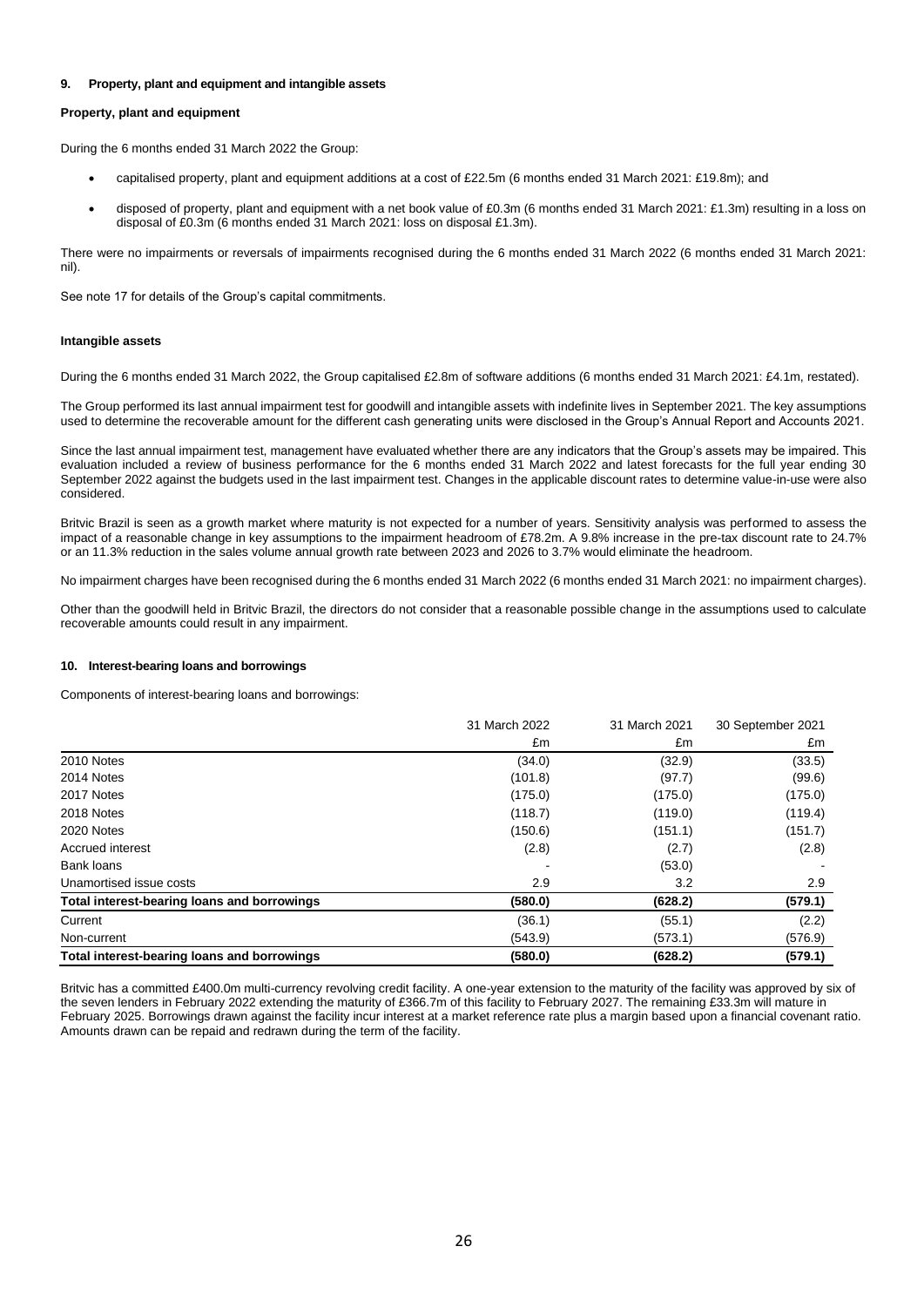## 9. Property, plant and equipment and intangible assets

### Property, plant and equipment

During the 6 months ended 31 March 2022 the Group:

- capitalised property, plant and equipment additions at a cost of £22.5m (6 months ended 31 March 2021: £19.8m); and
- disposed of property, plant and equipment with a net book value of £0.3m (6 months ended 31 March 2021: £1.3m) resulting in a loss on disposal of £0.3m (6 months ended 31 March 2021: loss on disposal £1.3m).

There were no impairments or reversals of impairments recognised during the 6 months ended 31 March 2022 (6 months ended 31 March 2021: nil).

See note 17 for details of the Group's capital commitments.

### Intangible assets

During the 6 months ended 31 March 2022, the Group capitalised £2.8m of software additions (6 months ended 31 March 2021: £4.1m, restated).

The Group performed its last annual impairment test for goodwill and intangible assets with indefinite lives in September 2021. The key assumptions used to determine the recoverable amount for the different cash generating units were disclosed in the Group's Annual Report and Accounts 2021.

Since the last annual impairment test, management have evaluated whether there are any indicators that the Group's assets may be impaired. This evaluation included a review of business performance for the 6 months ended 31 March 2022 and latest forecasts for the full year ending 30 September 2022 against the budgets used in the last impairment test. Changes in the applicable discount rates to determine value-in-use were also considered.

Britvic Brazil is seen as a growth market where maturity is not expected for a number of years. Sensitivity analysis was performed to assess the impact of a reasonable change in key assumptions to the impairment headroom of £78.2m. A 9.8% increase in the pre-tax discount rate to 24.7% or an 11.3% reduction in the sales volume annual growth rate between 2023 and 2026 to 3.7% would eliminate the headroom.

No impairment charges have been recognised during the 6 months ended 31 March 2022 (6 months ended 31 March 2021: no impairment charges).

Other than the goodwill held in Britvic Brazil, the directors do not consider that a reasonable possible change in the assumptions used to calculate recoverable amounts could result in any impairment.

## 10. Interest-bearing loans and borrowings

Components of interest-bearing loans and borrowings:

| | 31 March 2022 | 31 March 2021 | 30 September 2021 |
|---|---|---|---|
| | £m | £m | £m |
| 2010 Notes | (34.0) | (32.9) | (33.5) |
| 2014 Notes | (101.8) | (97.7) | (99.6) |
| 2017 Notes | (175.0) | (175.0) | (175.0) |
| 2018 Notes | (118.7) | (119.0) | (119.4) |
| 2020 Notes | (150.6) | (151.1) | (151.7) |
| Accrued interest | (2.8) | (2.7) | (2.8) |
| Bank loans | - | (53.0) | - |
| Unamortised issue costs | 2.9 | 3.2 | 2.9 |
| **Total interest-bearing loans and borrowings** | **(580.0)** | **(628.2)** | **(579.1)** |
| Current | (36.1) | (55.1) | (2.2) |
| Non-current | (543.9) | (573.1) | (576.9) |
| **Total interest-bearing loans and borrowings** | **(580.0)** | **(628.2)** | **(579.1)** |

Britvic has a committed £400.0m multi-currency revolving credit facility. A one-year extension to the maturity of the facility was approved by six of the seven lenders in February 2022 extending the maturity of £366.7m of this facility to February 2027. The remaining £33.3m will mature in February 2025. Borrowings drawn against the facility incur interest at a market reference rate plus a margin based upon a financial covenant ratio. Amounts drawn can be repaid and redrawn during the term of the facility.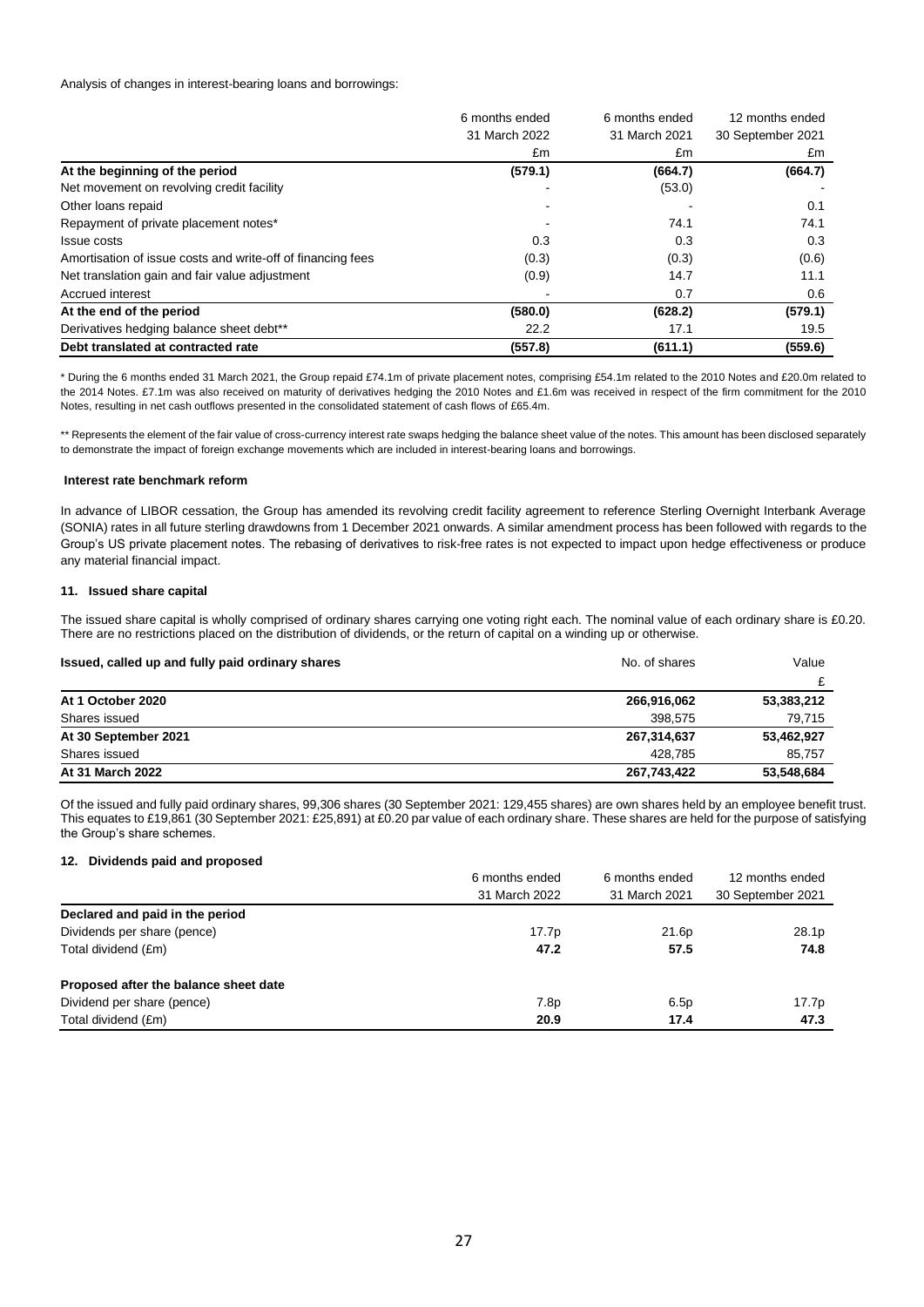Analysis of changes in interest-bearing loans and borrowings:

| | 6 months ended 31 March 2022 | 6 months ended 31 March 2021 | 12 months ended 30 September 2021 |
|---|---|---|---|
| | £m | £m | £m |
| **At the beginning of the period** | **(579.1)** | **(664.7)** | **(664.7)** |
| Net movement on revolving credit facility | - | (53.0) | - |
| Other loans repaid | - | - | 0.1 |
| Repayment of private placement notes* | - | 74.1 | 74.1 |
| Issue costs | 0.3 | 0.3 | 0.3 |
| Amortisation of issue costs and write-off of financing fees | (0.3) | (0.3) | (0.6) |
| Net translation gain and fair value adjustment | (0.9) | 14.7 | 11.1 |
| Accrued interest | - | 0.7 | 0.6 |
| **At the end of the period** | **(580.0)** | **(628.2)** | **(579.1)** |
| Derivatives hedging balance sheet debt** | 22.2 | 17.1 | 19.5 |
| **Debt translated at contracted rate** | **(557.8)** | **(611.1)** | **(559.6)** |

\* During the 6 months ended 31 March 2021, the Group repaid £74.1m of private placement notes, comprising £54.1m related to the 2010 Notes and £20.0m related to the 2014 Notes. £7.1m was also received on maturity of derivatives hedging the 2010 Notes and £1.6m was received in respect of the firm commitment for the 2010 Notes, resulting in net cash outflows presented in the consolidated statement of cash flows of £65.4m.

\*\* Represents the element of the fair value of cross-currency interest rate swaps hedging the balance sheet value of the notes. This amount has been disclosed separately to demonstrate the impact of foreign exchange movements which are included in interest-bearing loans and borrowings.

**Interest rate benchmark reform**

In advance of LIBOR cessation, the Group has amended its revolving credit facility agreement to reference Sterling Overnight Interbank Average (SONIA) rates in all future sterling drawdowns from 1 December 2021 onwards. A similar amendment process has been followed with regards to the Group's US private placement notes. The rebasing of derivatives to risk-free rates is not expected to impact upon hedge effectiveness or produce any material financial impact.

### 11. Issued share capital

The issued share capital is wholly comprised of ordinary shares carrying one voting right each. The nominal value of each ordinary share is £0.20. There are no restrictions placed on the distribution of dividends, or the return of capital on a winding up or otherwise.

| **Issued, called up and fully paid ordinary shares** | No. of shares | Value |
|---|---|---|
| | | £ |
| **At 1 October 2020** | **266,916,062** | **53,383,212** |
| Shares issued | 398,575 | 79,715 |
| **At 30 September 2021** | **267,314,637** | **53,462,927** |
| Shares issued | 428,785 | 85,757 |
| **At 31 March 2022** | **267,743,422** | **53,548,684** |

Of the issued and fully paid ordinary shares, 99,306 shares (30 September 2021: 129,455 shares) are own shares held by an employee benefit trust. This equates to £19,861 (30 September 2021: £25,891) at £0.20 par value of each ordinary share. These shares are held for the purpose of satisfying the Group's share schemes.

### 12. Dividends paid and proposed

| | 6 months ended 31 March 2022 | 6 months ended 31 March 2021 | 12 months ended 30 September 2021 |
|---|---|---|---|
| **Declared and paid in the period** | | | |
| Dividends per share (pence) | 17.7p | 21.6p | 28.1p |
| Total dividend (£m) | **47.2** | **57.5** | **74.8** |
| | | | |
| **Proposed after the balance sheet date** | | | |
| Dividend per share (pence) | 7.8p | 6.5p | 17.7p |
| Total dividend (£m) | **20.9** | **17.4** | **47.3** |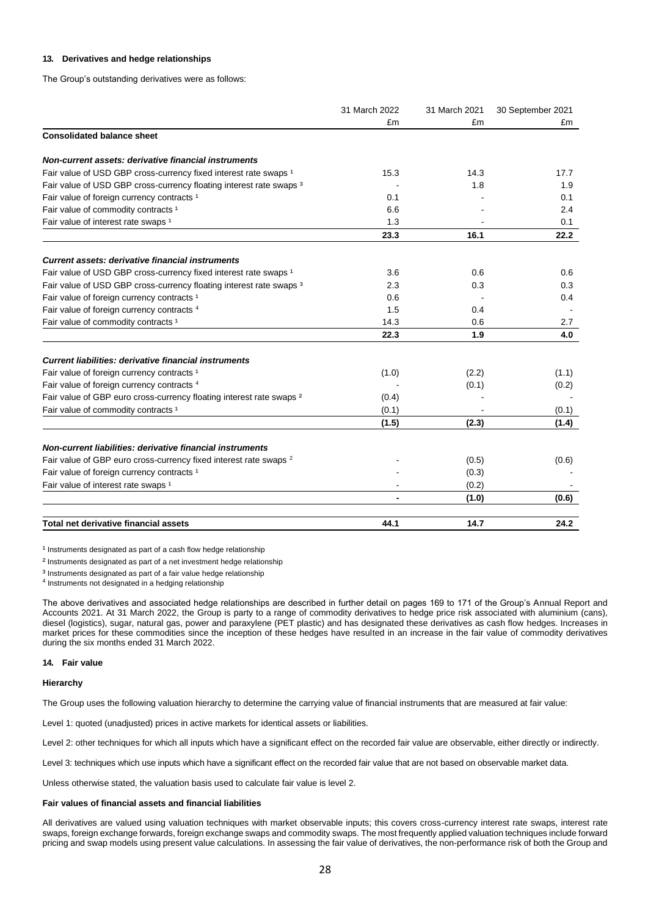#### 13. Derivatives and hedge relationships

The Group's outstanding derivatives were as follows:

| | 31 March 2022 | 31 March 2021 | 30 September 2021 |
|---|---|---|---|
| | £m | £m | £m |
| **Consolidated balance sheet** | | | |
| ***Non-current assets: derivative financial instruments*** | | | |
| Fair value of USD GBP cross-currency fixed interest rate swaps [1] | 15.3 | 14.3 | 17.7 |
| Fair value of USD GBP cross-currency floating interest rate swaps [3] | - | 1.8 | 1.9 |
| Fair value of foreign currency contracts [1] | 0.1 | - | 0.1 |
| Fair value of commodity contracts [1] | 6.6 | - | 2.4 |
| Fair value of interest rate swaps [1] | 1.3 | - | 0.1 |
| | **23.3** | **16.1** | **22.2** |
| ***Current assets: derivative financial instruments*** | | | |
| Fair value of USD GBP cross-currency fixed interest rate swaps [1] | 3.6 | 0.6 | 0.6 |
| Fair value of USD GBP cross-currency floating interest rate swaps [3] | 2.3 | 0.3 | 0.3 |
| Fair value of foreign currency contracts [1] | 0.6 | - | 0.4 |
| Fair value of foreign currency contracts [4] | 1.5 | 0.4 | - |
| Fair value of commodity contracts [1] | 14.3 | 0.6 | 2.7 |
| | **22.3** | **1.9** | **4.0** |
| ***Current liabilities: derivative financial instruments*** | | | |
| Fair value of foreign currency contracts [1] | (1.0) | (2.2) | (1.1) |
| Fair value of foreign currency contracts [4] | - | (0.1) | (0.2) |
| Fair value of GBP euro cross-currency floating interest rate swaps [2] | (0.4) | - | - |
| Fair value of commodity contracts [1] | (0.1) | - | (0.1) |
| | **(1.5)** | **(2.3)** | **(1.4)** |
| ***Non-current liabilities: derivative financial instruments*** | | | |
| Fair value of GBP euro cross-currency fixed interest rate swaps [2] | - | (0.5) | (0.6) |
| Fair value of foreign currency contracts [1] | - | (0.3) | - |
| Fair value of interest rate swaps [1] | - | (0.2) | - |
| | **-** | **(1.0)** | **(0.6)** |
| **Total net derivative financial assets** | **44.1** | **14.7** | **24.2** |

[1] Instruments designated as part of a cash flow hedge relationship

[2] Instruments designated as part of a net investment hedge relationship

[3] Instruments designated as part of a fair value hedge relationship

[4] Instruments not designated in a hedging relationship

The above derivatives and associated hedge relationships are described in further detail on pages 169 to 171 of the Group's Annual Report and Accounts 2021. At 31 March 2022, the Group is party to a range of commodity derivatives to hedge price risk associated with aluminium (cans), diesel (logistics), sugar, natural gas, power and paraxylene (PET plastic) and has designated these derivatives as cash flow hedges. Increases in market prices for these commodities since the inception of these hedges have resulted in an increase in the fair value of commodity derivatives during the six months ended 31 March 2022.

#### 14. Fair value

**Hierarchy**

The Group uses the following valuation hierarchy to determine the carrying value of financial instruments that are measured at fair value:

Level 1: quoted (unadjusted) prices in active markets for identical assets or liabilities.

Level 2: other techniques for which all inputs which have a significant effect on the recorded fair value are observable, either directly or indirectly.

Level 3: techniques which use inputs which have a significant effect on the recorded fair value that are not based on observable market data.

Unless otherwise stated, the valuation basis used to calculate fair value is level 2.

**Fair values of financial assets and financial liabilities**

All derivatives are valued using valuation techniques with market observable inputs; this covers cross-currency interest rate swaps, interest rate swaps, foreign exchange forwards, foreign exchange swaps and commodity swaps. The most frequently applied valuation techniques include forward pricing and swap models using present value calculations. In assessing the fair value of derivatives, the non-performance risk of both the Group and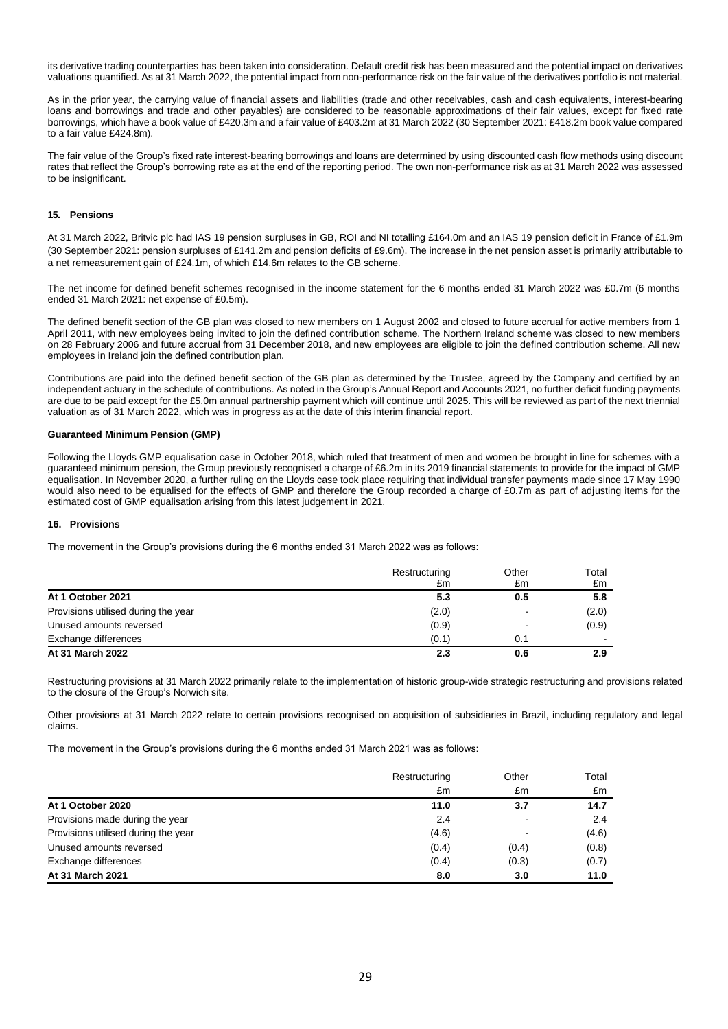its derivative trading counterparties has been taken into consideration. Default credit risk has been measured and the potential impact on derivatives valuations quantified. As at 31 March 2022, the potential impact from non-performance risk on the fair value of the derivatives portfolio is not material.

As in the prior year, the carrying value of financial assets and liabilities (trade and other receivables, cash and cash equivalents, interest-bearing loans and borrowings and trade and other payables) are considered to be reasonable approximations of their fair values, except for fixed rate borrowings, which have a book value of £420.3m and a fair value of £403.2m at 31 March 2022 (30 September 2021: £418.2m book value compared to a fair value £424.8m).

The fair value of the Group's fixed rate interest-bearing borrowings and loans are determined by using discounted cash flow methods using discount rates that reflect the Group's borrowing rate as at the end of the reporting period. The own non-performance risk as at 31 March 2022 was assessed to be insignificant.

## 15. Pensions

At 31 March 2022, Britvic plc had IAS 19 pension surpluses in GB, ROI and NI totalling £164.0m and an IAS 19 pension deficit in France of £1.9m (30 September 2021: pension surpluses of £141.2m and pension deficits of £9.6m). The increase in the net pension asset is primarily attributable to a net remeasurement gain of £24.1m, of which £14.6m relates to the GB scheme.

The net income for defined benefit schemes recognised in the income statement for the 6 months ended 31 March 2022 was £0.7m (6 months ended 31 March 2021: net expense of £0.5m).

The defined benefit section of the GB plan was closed to new members on 1 August 2002 and closed to future accrual for active members from 1 April 2011, with new employees being invited to join the defined contribution scheme. The Northern Ireland scheme was closed to new members on 28 February 2006 and future accrual from 31 December 2018, and new employees are eligible to join the defined contribution scheme. All new employees in Ireland join the defined contribution plan.

Contributions are paid into the defined benefit section of the GB plan as determined by the Trustee, agreed by the Company and certified by an independent actuary in the schedule of contributions. As noted in the Group's Annual Report and Accounts 2021, no further deficit funding payments are due to be paid except for the £5.0m annual partnership payment which will continue until 2025. This will be reviewed as part of the next triennial valuation as of 31 March 2022, which was in progress as at the date of this interim financial report.

**Guaranteed Minimum Pension (GMP)**

Following the Lloyds GMP equalisation case in October 2018, which ruled that treatment of men and women be brought in line for schemes with a guaranteed minimum pension, the Group previously recognised a charge of £6.2m in its 2019 financial statements to provide for the impact of GMP equalisation. In November 2020, a further ruling on the Lloyds case took place requiring that individual transfer payments made since 17 May 1990 would also need to be equalised for the effects of GMP and therefore the Group recorded a charge of £0.7m as part of adjusting items for the estimated cost of GMP equalisation arising from this latest judgement in 2021.

## 16. Provisions

The movement in the Group's provisions during the 6 months ended 31 March 2022 was as follows:

| | Restructuring £m | Other £m | Total £m |
|---|---|---|---|
| **At 1 October 2021** | **5.3** | **0.5** | **5.8** |
| Provisions utilised during the year | (2.0) | - | (2.0) |
| Unused amounts reversed | (0.9) | - | (0.9) |
| Exchange differences | (0.1) | 0.1 | - |
| **At 31 March 2022** | **2.3** | **0.6** | **2.9** |

Restructuring provisions at 31 March 2022 primarily relate to the implementation of historic group-wide strategic restructuring and provisions related to the closure of the Group's Norwich site.

Other provisions at 31 March 2022 relate to certain provisions recognised on acquisition of subsidiaries in Brazil, including regulatory and legal claims.

The movement in the Group's provisions during the 6 months ended 31 March 2021 was as follows:

| | Restructuring £m | Other £m | Total £m |
|---|---|---|---|
| **At 1 October 2020** | **11.0** | **3.7** | **14.7** |
| Provisions made during the year | 2.4 | - | 2.4 |
| Provisions utilised during the year | (4.6) | - | (4.6) |
| Unused amounts reversed | (0.4) | (0.4) | (0.8) |
| Exchange differences | (0.4) | (0.3) | (0.7) |
| **At 31 March 2021** | **8.0** | **3.0** | **11.0** |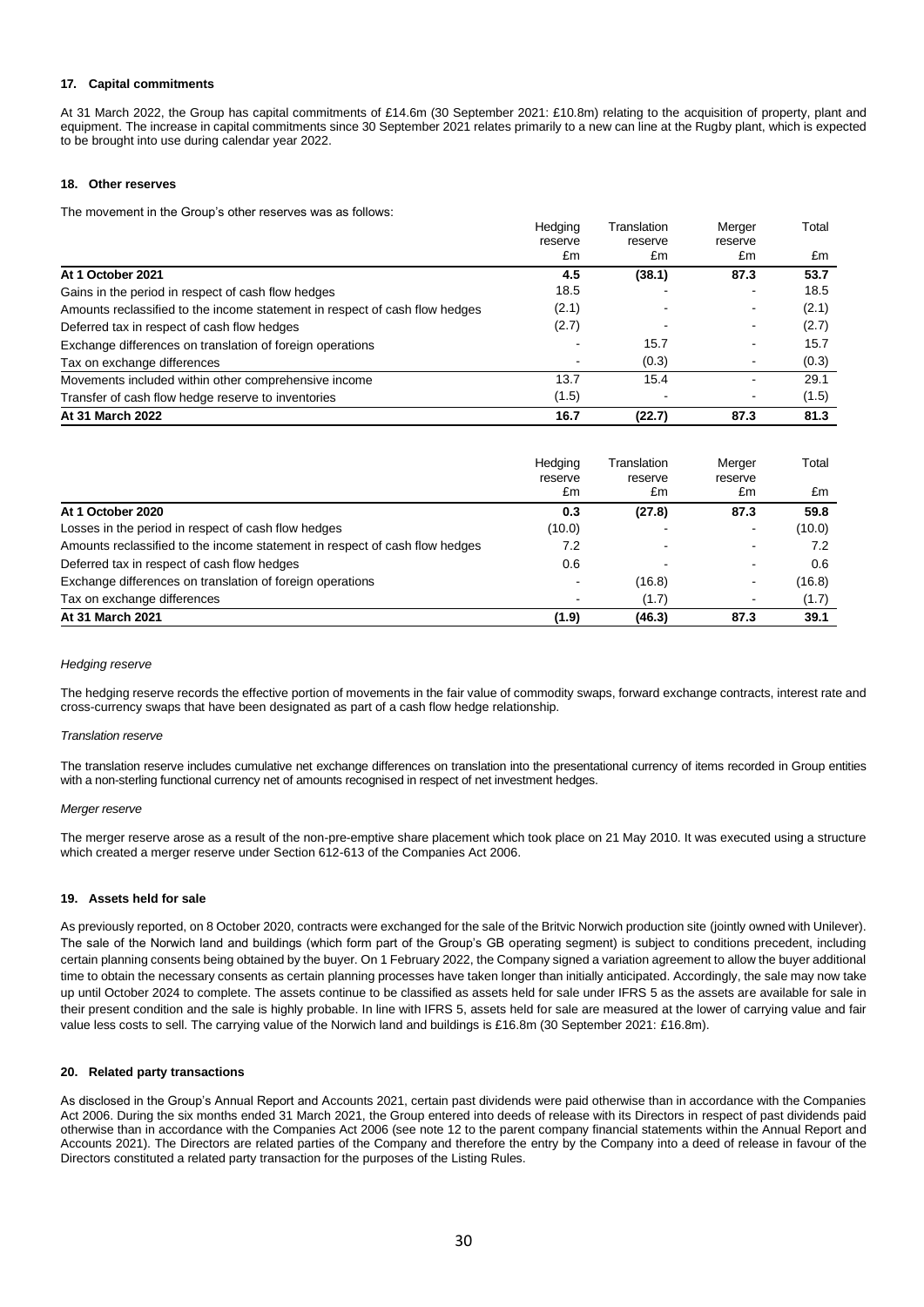**17. Capital commitments**

At 31 March 2022, the Group has capital commitments of £14.6m (30 September 2021: £10.8m) relating to the acquisition of property, plant and equipment. The increase in capital commitments since 30 September 2021 relates primarily to a new can line at the Rugby plant, which is expected to be brought into use during calendar year 2022.

**18. Other reserves**

The movement in the Group's other reserves was as follows:

| | Hedging reserve £m | Translation reserve £m | Merger reserve £m | Total £m |
|---|---|---|---|---|
| **At 1 October 2021** | **4.5** | **(38.1)** | **87.3** | **53.7** |
| Gains in the period in respect of cash flow hedges | 18.5 | - | - | 18.5 |
| Amounts reclassified to the income statement in respect of cash flow hedges | (2.1) | - | - | (2.1) |
| Deferred tax in respect of cash flow hedges | (2.7) | - | - | (2.7) |
| Exchange differences on translation of foreign operations | - | 15.7 | - | 15.7 |
| Tax on exchange differences | - | (0.3) | - | (0.3) |
| Movements included within other comprehensive income | 13.7 | 15.4 | - | 29.1 |
| Transfer of cash flow hedge reserve to inventories | (1.5) | - | - | (1.5) |
| **At 31 March 2022** | **16.7** | **(22.7)** | **87.3** | **81.3** |

| | Hedging reserve £m | Translation reserve £m | Merger reserve £m | Total £m |
|---|---|---|---|---|
| **At 1 October 2020** | **0.3** | **(27.8)** | **87.3** | **59.8** |
| Losses in the period in respect of cash flow hedges | (10.0) | - | - | (10.0) |
| Amounts reclassified to the income statement in respect of cash flow hedges | 7.2 | - | - | 7.2 |
| Deferred tax in respect of cash flow hedges | 0.6 | - | - | 0.6 |
| Exchange differences on translation of foreign operations | - | (16.8) | - | (16.8) |
| Tax on exchange differences | - | (1.7) | - | (1.7) |
| **At 31 March 2021** | **(1.9)** | **(46.3)** | **87.3** | **39.1** |

*Hedging reserve*

The hedging reserve records the effective portion of movements in the fair value of commodity swaps, forward exchange contracts, interest rate and cross-currency swaps that have been designated as part of a cash flow hedge relationship.

*Translation reserve*

The translation reserve includes cumulative net exchange differences on translation into the presentational currency of items recorded in Group entities with a non-sterling functional currency net of amounts recognised in respect of net investment hedges.

*Merger reserve*

The merger reserve arose as a result of the non-pre-emptive share placement which took place on 21 May 2010. It was executed using a structure which created a merger reserve under Section 612-613 of the Companies Act 2006.

**19. Assets held for sale**

As previously reported, on 8 October 2020, contracts were exchanged for the sale of the Britvic Norwich production site (jointly owned with Unilever). The sale of the Norwich land and buildings (which form part of the Group's GB operating segment) is subject to conditions precedent, including certain planning consents being obtained by the buyer. On 1 February 2022, the Company signed a variation agreement to allow the buyer additional time to obtain the necessary consents as certain planning processes have taken longer than initially anticipated. Accordingly, the sale may now take up until October 2024 to complete. The assets continue to be classified as assets held for sale under IFRS 5 as the assets are available for sale in their present condition and the sale is highly probable. In line with IFRS 5, assets held for sale are measured at the lower of carrying value and fair value less costs to sell. The carrying value of the Norwich land and buildings is £16.8m (30 September 2021: £16.8m).

**20. Related party transactions**

As disclosed in the Group's Annual Report and Accounts 2021, certain past dividends were paid otherwise than in accordance with the Companies Act 2006. During the six months ended 31 March 2021, the Group entered into deeds of release with its Directors in respect of past dividends paid otherwise than in accordance with the Companies Act 2006 (see note 12 to the parent company financial statements within the Annual Report and Accounts 2021). The Directors are related parties of the Company and therefore the entry by the Company into a deed of release in favour of the Directors constituted a related party transaction for the purposes of the Listing Rules.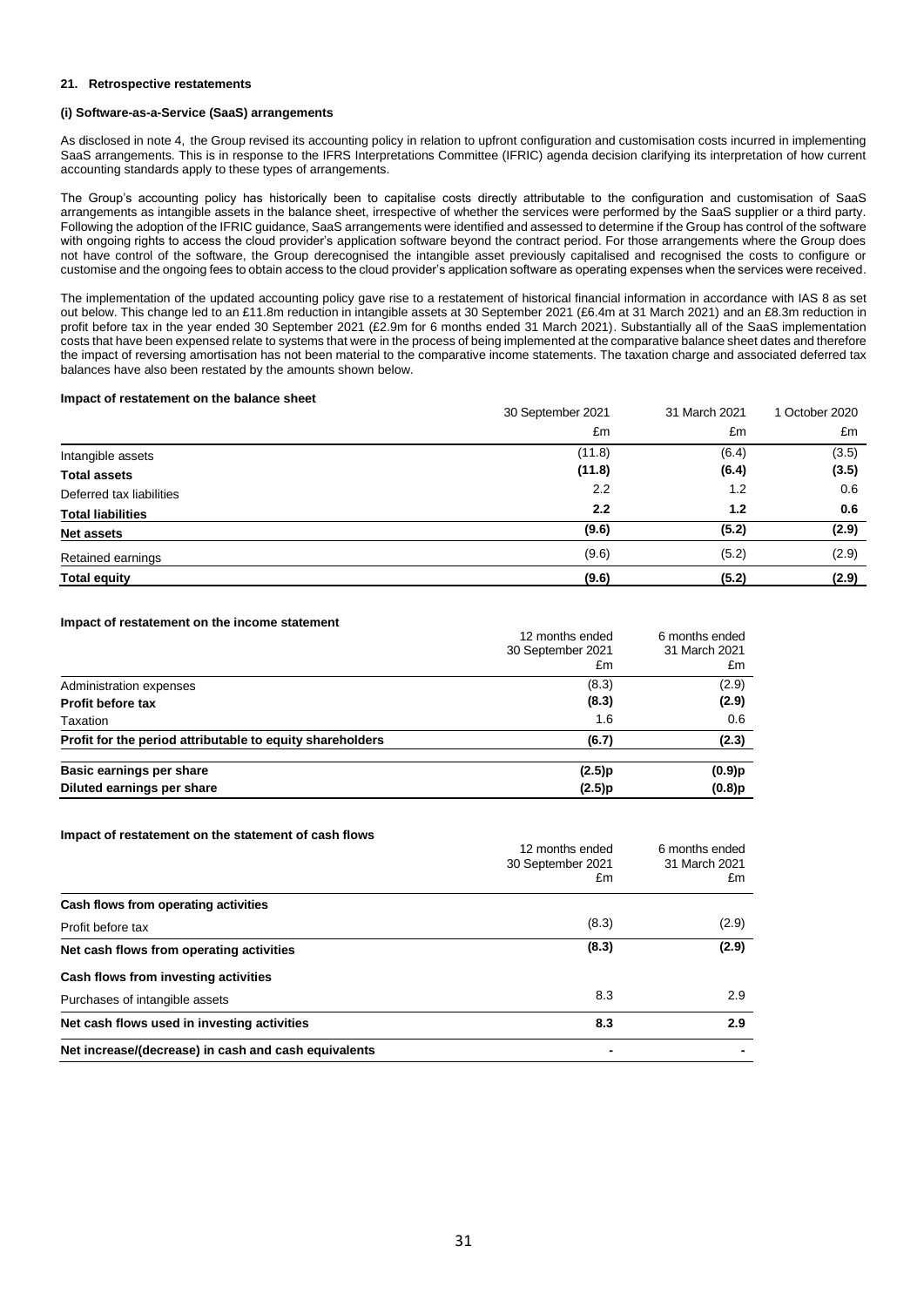#### 21. Retrospective restatements

##### (i) Software-as-a-Service (SaaS) arrangements

As disclosed in note 4, the Group revised its accounting policy in relation to upfront configuration and customisation costs incurred in implementing SaaS arrangements. This is in response to the IFRS Interpretations Committee (IFRIC) agenda decision clarifying its interpretation of how current accounting standards apply to these types of arrangements.

The Group's accounting policy has historically been to capitalise costs directly attributable to the configuration and customisation of SaaS arrangements as intangible assets in the balance sheet, irrespective of whether the services were performed by the SaaS supplier or a third party. Following the adoption of the IFRIC guidance, SaaS arrangements were identified and assessed to determine if the Group has control of the software with ongoing rights to access the cloud provider's application software beyond the contract period. For those arrangements where the Group does not have control of the software, the Group derecognised the intangible asset previously capitalised and recognised the costs to configure or customise and the ongoing fees to obtain access to the cloud provider's application software as operating expenses when the services were received.

The implementation of the updated accounting policy gave rise to a restatement of historical financial information in accordance with IAS 8 as set out below. This change led to an £11.8m reduction in intangible assets at 30 September 2021 (£6.4m at 31 March 2021) and an £8.3m reduction in profit before tax in the year ended 30 September 2021 (£2.9m for 6 months ended 31 March 2021). Substantially all of the SaaS implementation costs that have been expensed relate to systems that were in the process of being implemented at the comparative balance sheet dates and therefore the impact of reversing amortisation has not been material to the comparative income statements. The taxation charge and associated deferred tax balances have also been restated by the amounts shown below.

**Impact of restatement on the balance sheet**

| | 30 September 2021 | 31 March 2021 | 1 October 2020 |
|---|---|---|---|
| | £m | £m | £m |
| Intangible assets | (11.8) | (6.4) | (3.5) |
| **Total assets** | **(11.8)** | **(6.4)** | **(3.5)** |
| Deferred tax liabilities | 2.2 | 1.2 | 0.6 |
| **Total liabilities** | **2.2** | **1.2** | **0.6** |
| **Net assets** | **(9.6)** | **(5.2)** | **(2.9)** |
| Retained earnings | (9.6) | (5.2) | (2.9) |
| **Total equity** | **(9.6)** | **(5.2)** | **(2.9)** |

**Impact of restatement on the income statement**

| | 12 months ended 30 September 2021 | 6 months ended 31 March 2021 |
|---|---|---|
| | £m | £m |
| Administration expenses | (8.3) | (2.9) |
| **Profit before tax** | **(8.3)** | **(2.9)** |
| Taxation | 1.6 | 0.6 |
| **Profit for the period attributable to equity shareholders** | **(6.7)** | **(2.3)** |
| **Basic earnings per share** | **(2.5)p** | **(0.9)p** |
| **Diluted earnings per share** | **(2.5)p** | **(0.8)p** |

**Impact of restatement on the statement of cash flows**

| | 12 months ended 30 September 2021 | 6 months ended 31 March 2021 |
|---|---|---|
| | £m | £m |
| **Cash flows from operating activities** | | |
| Profit before tax | (8.3) | (2.9) |
| **Net cash flows from operating activities** | **(8.3)** | **(2.9)** |
| **Cash flows from investing activities** | | |
| Purchases of intangible assets | 8.3 | 2.9 |
| **Net cash flows used in investing activities** | **8.3** | **2.9** |
| **Net increase/(decrease) in cash and cash equivalents** | - | - |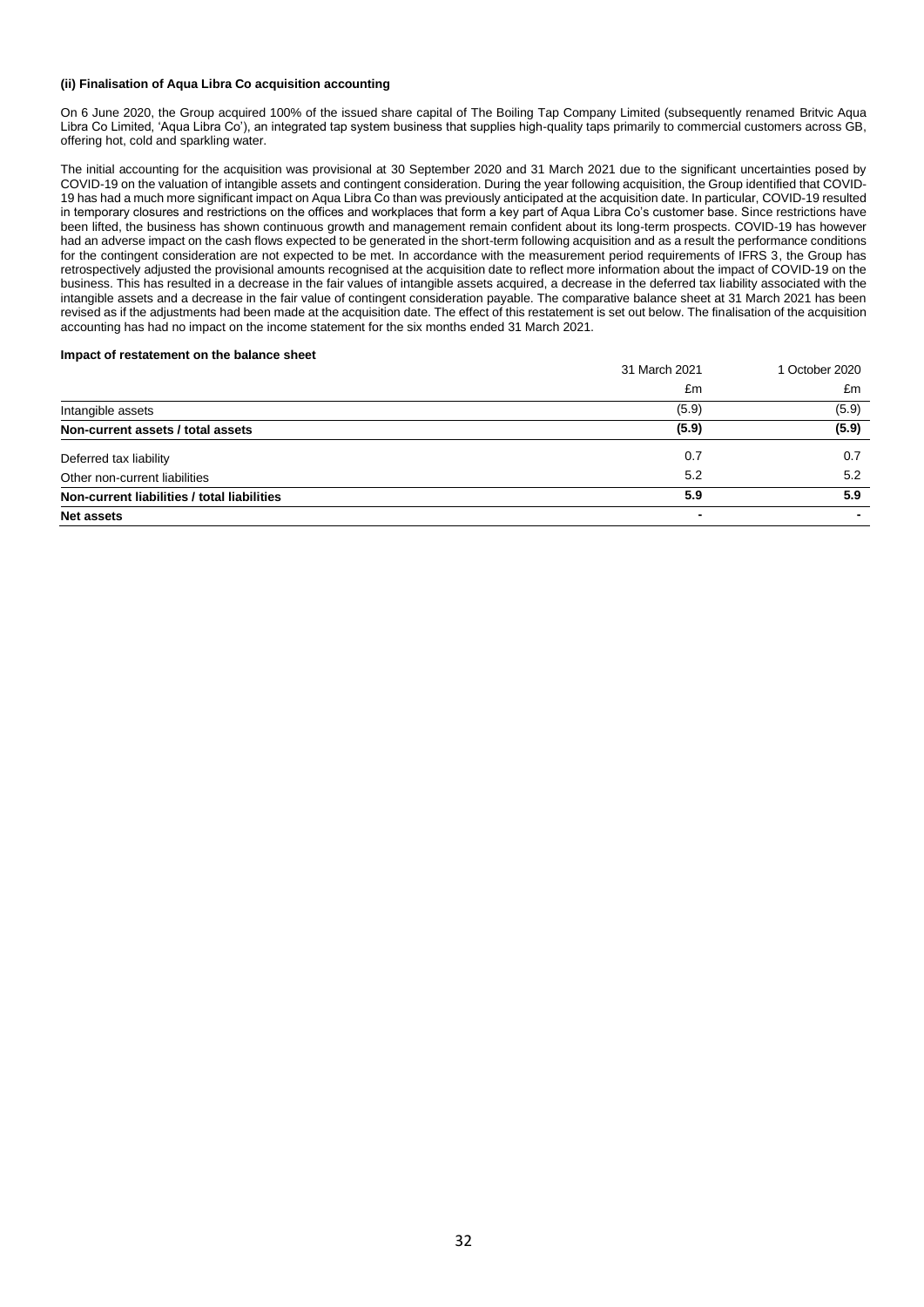#### (ii) Finalisation of Aqua Libra Co acquisition accounting

On 6 June 2020, the Group acquired 100% of the issued share capital of The Boiling Tap Company Limited (subsequently renamed Britvic Aqua Libra Co Limited, 'Aqua Libra Co'), an integrated tap system business that supplies high-quality taps primarily to commercial customers across GB, offering hot, cold and sparkling water.

The initial accounting for the acquisition was provisional at 30 September 2020 and 31 March 2021 due to the significant uncertainties posed by COVID-19 on the valuation of intangible assets and contingent consideration. During the year following acquisition, the Group identified that COVID-19 has had a much more significant impact on Aqua Libra Co than was previously anticipated at the acquisition date. In particular, COVID-19 resulted in temporary closures and restrictions on the offices and workplaces that form a key part of Aqua Libra Co's customer base. Since restrictions have been lifted, the business has shown continuous growth and management remain confident about its long-term prospects. COVID-19 has however had an adverse impact on the cash flows expected to be generated in the short-term following acquisition and as a result the performance conditions for the contingent consideration are not expected to be met. In accordance with the measurement period requirements of IFRS 3, the Group has retrospectively adjusted the provisional amounts recognised at the acquisition date to reflect more information about the impact of COVID-19 on the business. This has resulted in a decrease in the fair values of intangible assets acquired, a decrease in the deferred tax liability associated with the intangible assets and a decrease in the fair value of contingent consideration payable. The comparative balance sheet at 31 March 2021 has been revised as if the adjustments had been made at the acquisition date. The effect of this restatement is set out below. The finalisation of the acquisition accounting has had no impact on the income statement for the six months ended 31 March 2021.

**Impact of restatement on the balance sheet**

| | 31 March 2021 | 1 October 2020 |
|---|---|---|
| | £m | £m |
| Intangible assets | (5.9) | (5.9) |
| **Non-current assets / total assets** | **(5.9)** | **(5.9)** |
| Deferred tax liability | 0.7 | 0.7 |
| Other non-current liabilities | 5.2 | 5.2 |
| **Non-current liabilities / total liabilities** | **5.9** | **5.9** |
| **Net assets** | **-** | **-** |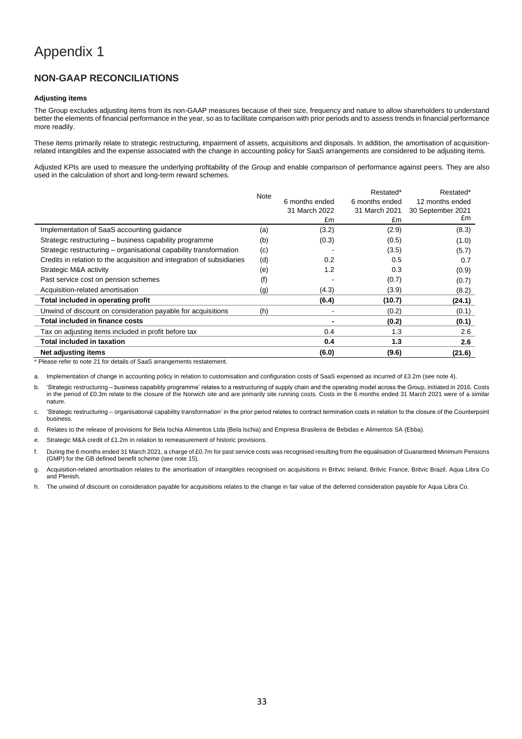# Appendix 1

## NON-GAAP RECONCILIATIONS

#### Adjusting items

The Group excludes adjusting items from its non-GAAP measures because of their size, frequency and nature to allow shareholders to understand better the elements of financial performance in the year, so as to facilitate comparison with prior periods and to assess trends in financial performance more readily.

These items primarily relate to strategic restructuring, impairment of assets, acquisitions and disposals. In addition, the amortisation of acquisition-related intangibles and the expense associated with the change in accounting policy for SaaS arrangements are considered to be adjusting items.

Adjusted KPIs are used to measure the underlying profitability of the Group and enable comparison of performance against peers. They are also used in the calculation of short and long-term reward schemes.

| | Note | 6 months ended 31 March 2022 £m | Restated* 6 months ended 31 March 2021 £m | Restated* 12 months ended 30 September 2021 £m |
|---|---|---|---|---|
| Implementation of SaaS accounting guidance | (a) | (3.2) | (2.9) | (8.3) |
| Strategic restructuring – business capability programme | (b) | (0.3) | (0.5) | (1.0) |
| Strategic restructuring – organisational capability transformation | (c) | - | (3.5) | (5.7) |
| Credits in relation to the acquisition and integration of subsidiaries | (d) | 0.2 | 0.5 | 0.7 |
| Strategic M&A activity | (e) | 1.2 | 0.3 | (0.9) |
| Past service cost on pension schemes | (f) | - | (0.7) | (0.7) |
| Acquisition-related amortisation | (g) | (4.3) | (3.9) | (8.2) |
| **Total included in operating profit** | | **(6.4)** | **(10.7)** | **(24.1)** |
| Unwind of discount on consideration payable for acquisitions | (h) | - | (0.2) | (0.1) |
| **Total included in finance costs** | | **-** | **(0.2)** | **(0.1)** |
| Tax on adjusting items included in profit before tax | | 0.4 | 1.3 | 2.6 |
| **Total included in taxation** | | **0.4** | **1.3** | **2.6** |
| **Net adjusting items** | | **(6.0)** | **(9.6)** | **(21.6)** |

\* Please refer to note 21 for details of SaaS arrangements restatement.

a. Implementation of change in accounting policy in relation to customisation and configuration costs of SaaS expensed as incurred of £3.2m (see note 4).

b. 'Strategic restructuring – business capability programme' relates to a restructuring of supply chain and the operating model across the Group, initiated in 2016. Costs in the period of £0.3m relate to the closure of the Norwich site and are primarily site running costs. Costs in the 6 months ended 31 March 2021 were of a similar nature.

c. 'Strategic restructuring – organisational capability transformation' in the prior period relates to contract termination costs in relation to the closure of the Counterpoint business.

d. Relates to the release of provisions for Bela Ischia Alimentos Ltda (Bela Ischia) and Empresa Brasileira de Bebidas e Alimentos SA (Ebba).

e. Strategic M&A credit of £1.2m in relation to remeasurement of historic provisions.

f. During the 6 months ended 31 March 2021, a charge of £0.7m for past service costs was recognised resulting from the equalisation of Guaranteed Minimum Pensions (GMP) for the GB defined benefit scheme (see note 15).

g. Acquisition-related amortisation relates to the amortisation of intangibles recognised on acquisitions in Britvic Ireland, Britvic France, Britvic Brazil, Aqua Libra Co and Plenish.

h. The unwind of discount on consideration payable for acquisitions relates to the change in fair value of the deferred consideration payable for Aqua Libra Co.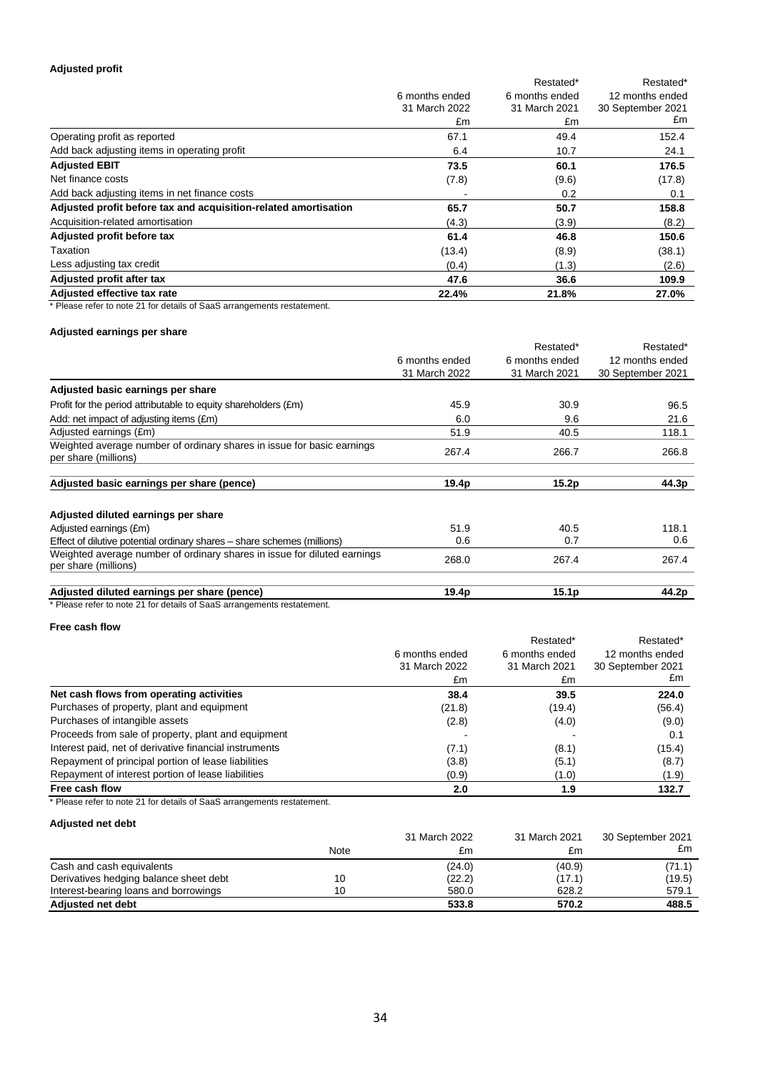**Adjusted profit**

| | 6 months ended 31 March 2022 £m | Restated* 6 months ended 31 March 2021 £m | Restated* 12 months ended 30 September 2021 £m |
|---|---|---|---|
| Operating profit as reported | 67.1 | 49.4 | 152.4 |
| Add back adjusting items in operating profit | 6.4 | 10.7 | 24.1 |
| **Adjusted EBIT** | **73.5** | **60.1** | **176.5** |
| Net finance costs | (7.8) | (9.6) | (17.8) |
| Add back adjusting items in net finance costs | - | 0.2 | 0.1 |
| **Adjusted profit before tax and acquisition-related amortisation** | **65.7** | **50.7** | **158.8** |
| Acquisition-related amortisation | (4.3) | (3.9) | (8.2) |
| **Adjusted profit before tax** | **61.4** | **46.8** | **150.6** |
| Taxation | (13.4) | (8.9) | (38.1) |
| Less adjusting tax credit | (0.4) | (1.3) | (2.6) |
| **Adjusted profit after tax** | **47.6** | **36.6** | **109.9** |
| **Adjusted effective tax rate** | **22.4%** | **21.8%** | **27.0%** |

\* Please refer to note 21 for details of SaaS arrangements restatement.

**Adjusted earnings per share**

| | 6 months ended 31 March 2022 | Restated* 6 months ended 31 March 2021 | Restated* 12 months ended 30 September 2021 |
|---|---|---|---|
| **Adjusted basic earnings per share** | | | |
| Profit for the period attributable to equity shareholders (£m) | 45.9 | 30.9 | 96.5 |
| Add: net impact of adjusting items (£m) | 6.0 | 9.6 | 21.6 |
| Adjusted earnings (£m) | 51.9 | 40.5 | 118.1 |
| Weighted average number of ordinary shares in issue for basic earnings per share (millions) | 267.4 | 266.7 | 266.8 |
| **Adjusted basic earnings per share (pence)** | **19.4p** | **15.2p** | **44.3p** |
| **Adjusted diluted earnings per share** | | | |
| Adjusted earnings (£m) | 51.9 | 40.5 | 118.1 |
| Effect of dilutive potential ordinary shares – share schemes (millions) | 0.6 | 0.7 | 0.6 |
| Weighted average number of ordinary shares in issue for diluted earnings per share (millions) | 268.0 | 267.4 | 267.4 |
| **Adjusted diluted earnings per share (pence)** | **19.4p** | **15.1p** | **44.2p** |

\* Please refer to note 21 for details of SaaS arrangements restatement.

**Free cash flow**

| | 6 months ended 31 March 2022 £m | Restated* 6 months ended 31 March 2021 £m | Restated* 12 months ended 30 September 2021 £m |
|---|---|---|---|
| **Net cash flows from operating activities** | **38.4** | **39.5** | **224.0** |
| Purchases of property, plant and equipment | (21.8) | (19.4) | (56.4) |
| Purchases of intangible assets | (2.8) | (4.0) | (9.0) |
| Proceeds from sale of property, plant and equipment | - | - | 0.1 |
| Interest paid, net of derivative financial instruments | (7.1) | (8.1) | (15.4) |
| Repayment of principal portion of lease liabilities | (3.8) | (5.1) | (8.7) |
| Repayment of interest portion of lease liabilities | (0.9) | (1.0) | (1.9) |
| **Free cash flow** | **2.0** | **1.9** | **132.7** |

\* Please refer to note 21 for details of SaaS arrangements restatement.

**Adjusted net debt**

| | Note | 31 March 2022 £m | 31 March 2021 £m | 30 September 2021 £m |
|---|---|---|---|---|
| Cash and cash equivalents | | (24.0) | (40.9) | (71.1) |
| Derivatives hedging balance sheet debt | 10 | (22.2) | (17.1) | (19.5) |
| Interest-bearing loans and borrowings | 10 | 580.0 | 628.2 | 579.1 |
| **Adjusted net debt** | | **533.8** | **570.2** | **488.5** |